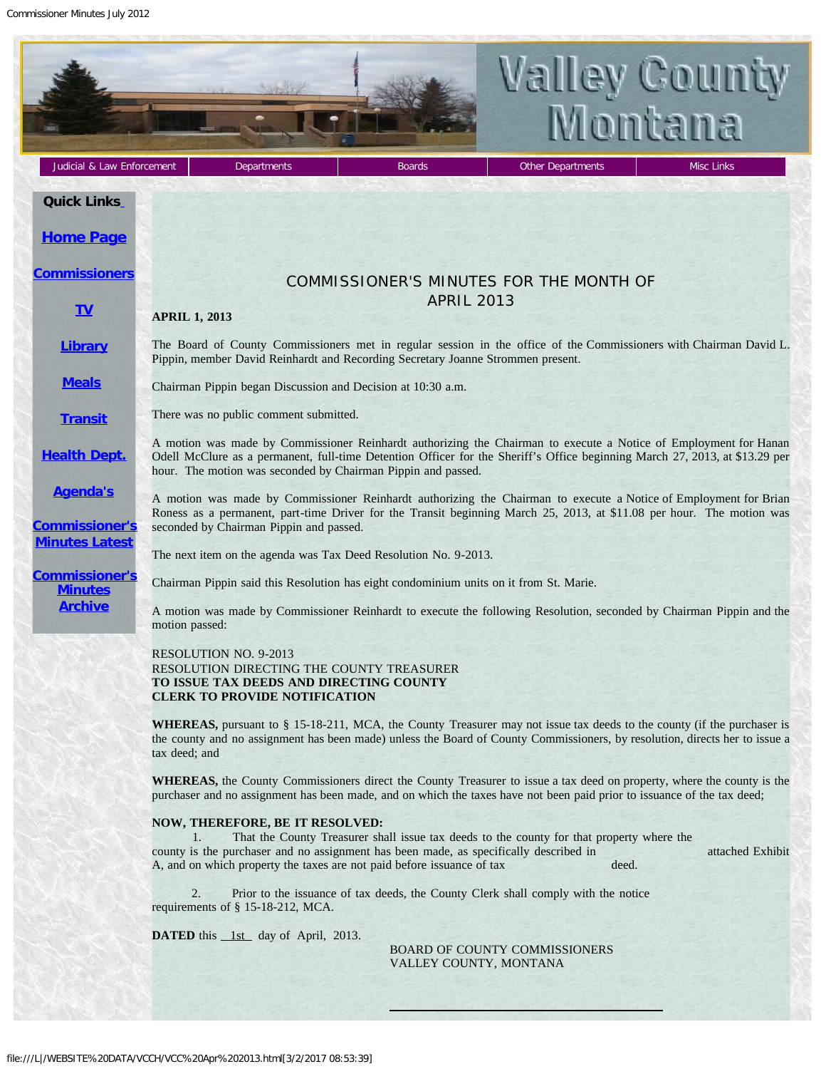Judicial & Law Enforcement | Departments | Boards | Other Departments | Misc Links

**Quick Links**

Home Page

Commissioners

TV

Library

Meals

Transit

Health Dept.

Agenda's

Commissioner's Minutes Latest

Commissioner's Minutes Archive

# COMMISSIONER'S MINUTES FOR THE MONTH OF APRIL 2013

**APRIL 1, 2013**

The Board of County Commissioners met in regular session in the office of the Commissioners with Chairman David L. Pippin, member David Reinhardt and Recording Secretary Joanne Strommen present.

Chairman Pippin began Discussion and Decision at 10:30 a.m.

There was no public comment submitted.

A motion was made by Commissioner Reinhardt authorizing the Chairman to execute a Notice of Employment for Hanan Odell McClure as a permanent, full-time Detention Officer for the Sheriff's Office beginning March 27, 2013, at $13.29 per hour. The motion was seconded by Chairman Pippin and passed.

A motion was made by Commissioner Reinhardt authorizing the Chairman to execute a Notice of Employment for Brian Roness as a permanent, part-time Driver for the Transit beginning March 25, 2013, at $11.08 per hour. The motion was seconded by Chairman Pippin and passed.

The next item on the agenda was Tax Deed Resolution No. 9-2013.

Chairman Pippin said this Resolution has eight condominium units on it from St. Marie.

A motion was made by Commissioner Reinhardt to execute the following Resolution, seconded by Chairman Pippin and the motion passed:

RESOLUTION NO. 9-2013
RESOLUTION DIRECTING THE COUNTY TREASURER
**TO ISSUE TAX DEEDS AND DIRECTING COUNTY**
**CLERK TO PROVIDE NOTIFICATION**

**WHEREAS,** pursuant to § 15-18-211, MCA, the County Treasurer may not issue tax deeds to the county (if the purchaser is the county and no assignment has been made) unless the Board of County Commissioners, by resolution, directs her to issue a tax deed; and

**WHEREAS,** the County Commissioners direct the County Treasurer to issue a tax deed on property, where the county is the purchaser and no assignment has been made, and on which the taxes have not been paid prior to issuance of the tax deed;

**NOW, THEREFORE, BE IT RESOLVED:**

1. That the County Treasurer shall issue tax deeds to the county for that property where the county is the purchaser and no assignment has been made, as specifically described in attached Exhibit A, and on which property the taxes are not paid before issuance of tax deed.

2. Prior to the issuance of tax deeds, the County Clerk shall comply with the notice requirements of § 15-18-212, MCA.

**DATED** this 1st day of April, 2013.

BOARD OF COUNTY COMMISSIONERS
VALLEY COUNTY, MONTANA

\_\_\_\_\_\_\_\_\_\_\_\_\_\_\_\_\_\_\_\_\_\_\_\_\_\_\_\_\_\_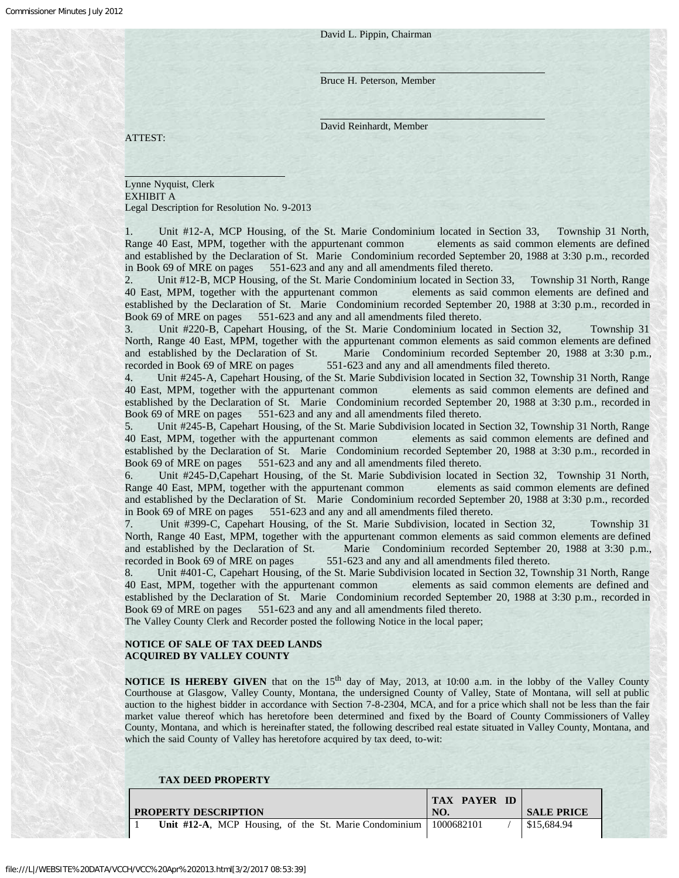David L. Pippin, Chairman

Bruce H. Peterson, Member

David Reinhardt, Member

ATTEST:

Lynne Nyquist, Clerk

EXHIBIT A

Legal Description for Resolution No. 9-2013

1. Unit #12-A, MCP Housing, of the St. Marie Condominium located in Section 33, Township 31 North, Range 40 East, MPM, together with the appurtenant common elements as said common elements are defined and established by the Declaration of St. Marie Condominium recorded September 20, 1988 at 3:30 p.m., recorded in Book 69 of MRE on pages 551-623 and any and all amendments filed thereto.
2. Unit #12-B, MCP Housing, of the St. Marie Condominium located in Section 33, Township 31 North, Range 40 East, MPM, together with the appurtenant common elements as said common elements are defined and established by the Declaration of St. Marie Condominium recorded September 20, 1988 at 3:30 p.m., recorded in Book 69 of MRE on pages 551-623 and any and all amendments filed thereto.
3. Unit #220-B, Capehart Housing, of the St. Marie Condominium located in Section 32, Township 31 North, Range 40 East, MPM, together with the appurtenant common elements as said common elements are defined and established by the Declaration of St. Marie Condominium recorded September 20, 1988 at 3:30 p.m., recorded in Book 69 of MRE on pages 551-623 and any and all amendments filed thereto.
4. Unit #245-A, Capehart Housing, of the St. Marie Subdivision located in Section 32, Township 31 North, Range 40 East, MPM, together with the appurtenant common elements as said common elements are defined and established by the Declaration of St. Marie Condominium recorded September 20, 1988 at 3:30 p.m., recorded in Book 69 of MRE on pages 551-623 and any and all amendments filed thereto.
5. Unit #245-B, Capehart Housing, of the St. Marie Subdivision located in Section 32, Township 31 North, Range 40 East, MPM, together with the appurtenant common elements as said common elements are defined and established by the Declaration of St. Marie Condominium recorded September 20, 1988 at 3:30 p.m., recorded in Book 69 of MRE on pages 551-623 and any and all amendments filed thereto.
6. Unit #245-D,Capehart Housing, of the St. Marie Subdivision located in Section 32, Township 31 North, Range 40 East, MPM, together with the appurtenant common elements as said common elements are defined and established by the Declaration of St. Marie Condominium recorded September 20, 1988 at 3:30 p.m., recorded in Book 69 of MRE on pages 551-623 and any and all amendments filed thereto.
7. Unit #399-C, Capehart Housing, of the St. Marie Subdivision, located in Section 32, Township 31 North, Range 40 East, MPM, together with the appurtenant common elements as said common elements are defined and established by the Declaration of St. Marie Condominium recorded September 20, 1988 at 3:30 p.m., recorded in Book 69 of MRE on pages 551-623 and any and all amendments filed thereto.
8. Unit #401-C, Capehart Housing, of the St. Marie Subdivision located in Section 32, Township 31 North, Range 40 East, MPM, together with the appurtenant common elements as said common elements are defined and established by the Declaration of St. Marie Condominium recorded September 20, 1988 at 3:30 p.m., recorded in Book 69 of MRE on pages 551-623 and any and all amendments filed thereto.

The Valley County Clerk and Recorder posted the following Notice in the local paper;

**NOTICE OF SALE OF TAX DEED LANDS**
**ACQUIRED BY VALLEY COUNTY**

**NOTICE IS HEREBY GIVEN** that on the 15th day of May, 2013, at 10:00 a.m. in the lobby of the Valley County Courthouse at Glasgow, Valley County, Montana, the undersigned County of Valley, State of Montana, will sell at public auction to the highest bidder in accordance with Section 7-8-2304, MCA, and for a price which shall not be less than the fair market value thereof which has heretofore been determined and fixed by the Board of County Commissioners of Valley County, Montana, and which is hereinafter stated, the following described real estate situated in Valley County, Montana, and which the said County of Valley has heretofore acquired by tax deed, to-wit:

**TAX DEED PROPERTY**

| PROPERTY DESCRIPTION | TAX PAYER ID NO. | SALE PRICE |
|---|---|---|
| 1 **Unit #12-A**, MCP Housing, of the St. Marie Condominium | 1000682101 / | $15,684.94 |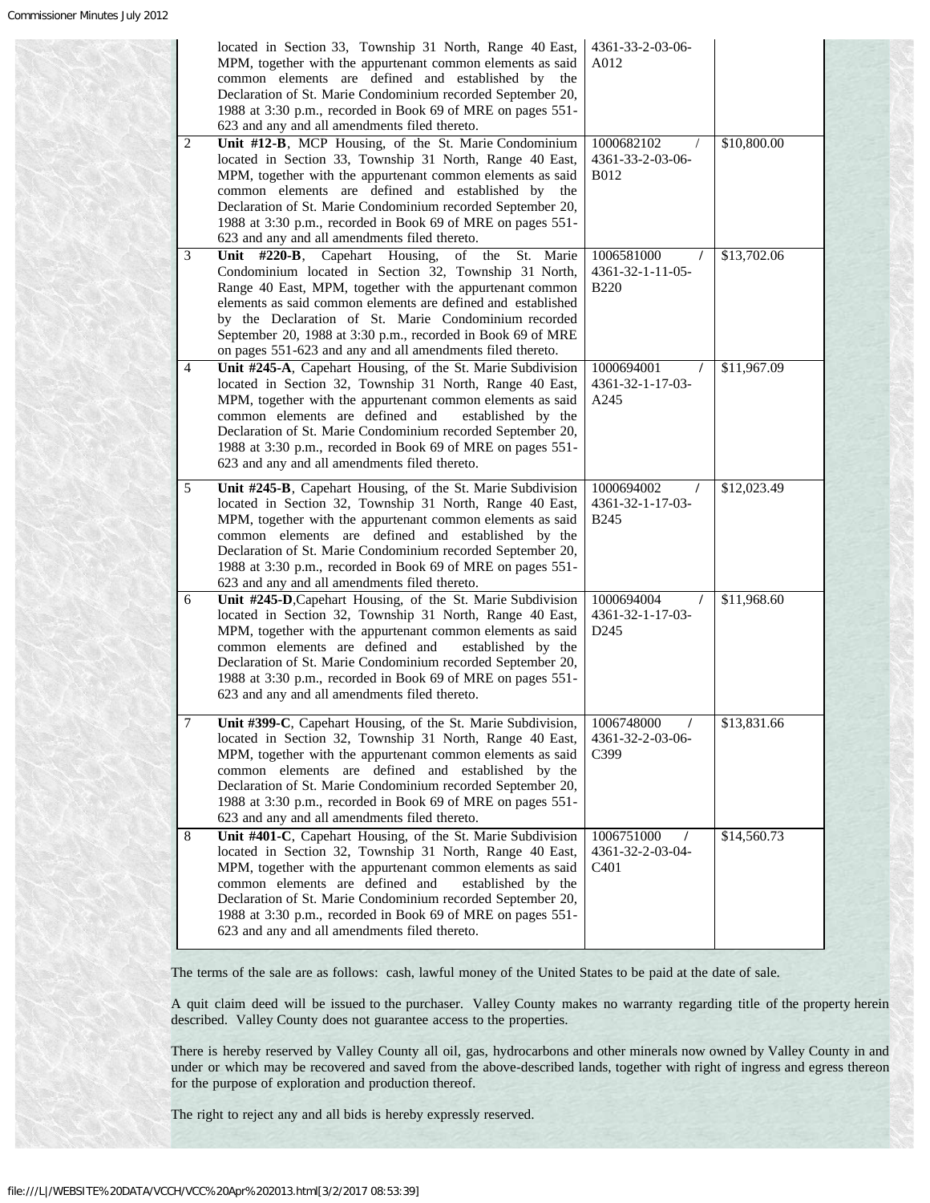| | | | |
|---|---|---|---|
| | located in Section 33, Township 31 North, Range 40 East, MPM, together with the appurtenant common elements as said common elements are defined and established by the Declaration of St. Marie Condominium recorded September 20, 1988 at 3:30 p.m., recorded in Book 69 of MRE on pages 551-623 and any and all amendments filed thereto. | 4361-33-2-03-06-A012 | |
| 2 | **Unit #12-B**, MCP Housing, of the St. Marie Condominium located in Section 33, Township 31 North, Range 40 East, MPM, together with the appurtenant common elements as said common elements are defined and established by the Declaration of St. Marie Condominium recorded September 20, 1988 at 3:30 p.m., recorded in Book 69 of MRE on pages 551-623 and any and all amendments filed thereto. | 1000682102 / 4361-33-2-03-06-B012 | $10,800.00 |
| 3 | **Unit #220-B**, Capehart Housing, of the St. Marie Condominium located in Section 32, Township 31 North, Range 40 East, MPM, together with the appurtenant common elements as said common elements are defined and established by the Declaration of St. Marie Condominium recorded September 20, 1988 at 3:30 p.m., recorded in Book 69 of MRE on pages 551-623 and any and all amendments filed thereto. | 1006581000 / 4361-32-1-11-05-B220 | $13,702.06 |
| 4 | **Unit #245-A**, Capehart Housing, of the St. Marie Subdivision located in Section 32, Township 31 North, Range 40 East, MPM, together with the appurtenant common elements as said common elements are defined and established by the Declaration of St. Marie Condominium recorded September 20, 1988 at 3:30 p.m., recorded in Book 69 of MRE on pages 551-623 and any and all amendments filed thereto. | 1000694001 / 4361-32-1-17-03-A245 | $11,967.09 |
| 5 | **Unit #245-B**, Capehart Housing, of the St. Marie Subdivision located in Section 32, Township 31 North, Range 40 East, MPM, together with the appurtenant common elements as said common elements are defined and established by the Declaration of St. Marie Condominium recorded September 20, 1988 at 3:30 p.m., recorded in Book 69 of MRE on pages 551-623 and any and all amendments filed thereto. | 1000694002 / 4361-32-1-17-03-B245 | $12,023.49 |
| 6 | **Unit #245-D**,Capehart Housing, of the St. Marie Subdivision located in Section 32, Township 31 North, Range 40 East, MPM, together with the appurtenant common elements as said common elements are defined and established by the Declaration of St. Marie Condominium recorded September 20, 1988 at 3:30 p.m., recorded in Book 69 of MRE on pages 551-623 and any and all amendments filed thereto. | 1000694004 / 4361-32-1-17-03-D245 | $11,968.60 |
| 7 | **Unit #399-C**, Capehart Housing, of the St. Marie Subdivision, located in Section 32, Township 31 North, Range 40 East, MPM, together with the appurtenant common elements as said common elements are defined and established by the Declaration of St. Marie Condominium recorded September 20, 1988 at 3:30 p.m., recorded in Book 69 of MRE on pages 551-623 and any and all amendments filed thereto. | 1006748000 / 4361-32-2-03-06-C399 | $13,831.66 |
| 8 | **Unit #401-C**, Capehart Housing, of the St. Marie Subdivision located in Section 32, Township 31 North, Range 40 East, MPM, together with the appurtenant common elements as said common elements are defined and established by the Declaration of St. Marie Condominium recorded September 20, 1988 at 3:30 p.m., recorded in Book 69 of MRE on pages 551-623 and any and all amendments filed thereto. | 1006751000 / 4361-32-2-03-04-C401 | $14,560.73 |

The terms of the sale are as follows: cash, lawful money of the United States to be paid at the date of sale.

A quit claim deed will be issued to the purchaser. Valley County makes no warranty regarding title of the property herein described. Valley County does not guarantee access to the properties.

There is hereby reserved by Valley County all oil, gas, hydrocarbons and other minerals now owned by Valley County in and under or which may be recovered and saved from the above-described lands, together with right of ingress and egress thereon for the purpose of exploration and production thereof.

The right to reject any and all bids is hereby expressly reserved.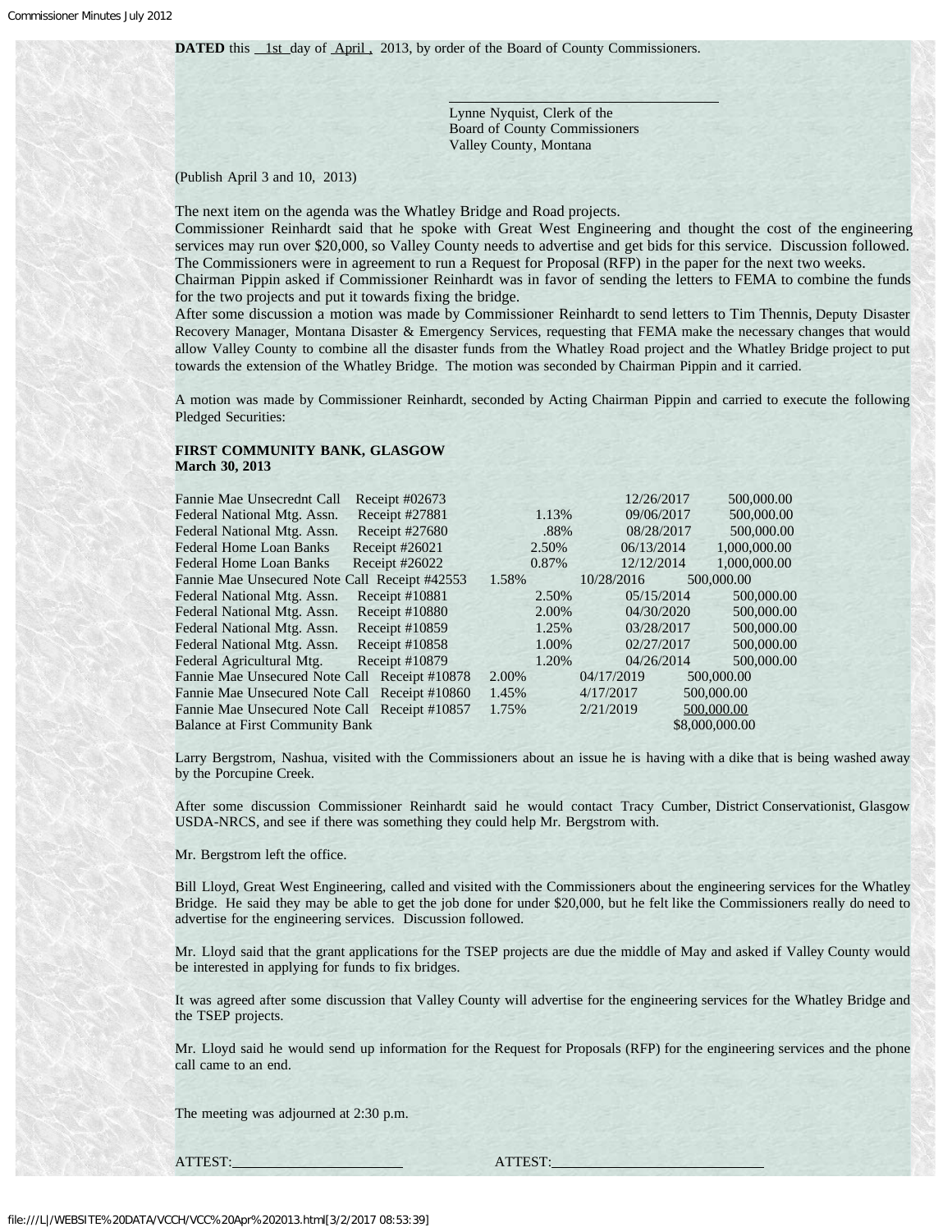**DATED** this 1st day of April, 2013, by order of the Board of County Commissioners.

Lynne Nyquist, Clerk of the
Board of County Commissioners
Valley County, Montana

(Publish April 3 and 10, 2013)

The next item on the agenda was the Whatley Bridge and Road projects.

Commissioner Reinhardt said that he spoke with Great West Engineering and thought the cost of the engineering services may run over $20,000, so Valley County needs to advertise and get bids for this service. Discussion followed. The Commissioners were in agreement to run a Request for Proposal (RFP) in the paper for the next two weeks.

Chairman Pippin asked if Commissioner Reinhardt was in favor of sending the letters to FEMA to combine the funds for the two projects and put it towards fixing the bridge.

After some discussion a motion was made by Commissioner Reinhardt to send letters to Tim Thennis, Deputy Disaster Recovery Manager, Montana Disaster & Emergency Services, requesting that FEMA make the necessary changes that would allow Valley County to combine all the disaster funds from the Whatley Road project and the Whatley Bridge project to put towards the extension of the Whatley Bridge. The motion was seconded by Chairman Pippin and it carried.

A motion was made by Commissioner Reinhardt, seconded by Acting Chairman Pippin and carried to execute the following Pledged Securities:

**FIRST COMMUNITY BANK, GLASGOW**
**March 30, 2013**

| Security | Receipt | Rate | Maturity | Amount |
|---|---|---|---|---|
| Fannie Mae Unsecrednt Call | Receipt #02673 | | 12/26/2017 | 500,000.00 |
| Federal National Mtg. Assn. | Receipt #27881 | 1.13% | 09/06/2017 | 500,000.00 |
| Federal National Mtg. Assn. | Receipt #27680 | .88% | 08/28/2017 | 500,000.00 |
| Federal Home Loan Banks | Receipt #26021 | 2.50% | 06/13/2014 | 1,000,000.00 |
| Federal Home Loan Banks | Receipt #26022 | 0.87% | 12/12/2014 | 1,000,000.00 |
| Fannie Mae Unsecured Note Call | Receipt #42553 | 1.58% | 10/28/2016 | 500,000.00 |
| Federal National Mtg. Assn. | Receipt #10881 | 2.50% | 05/15/2014 | 500,000.00 |
| Federal National Mtg. Assn. | Receipt #10880 | 2.00% | 04/30/2020 | 500,000.00 |
| Federal National Mtg. Assn. | Receipt #10859 | 1.25% | 03/28/2017 | 500,000.00 |
| Federal National Mtg. Assn. | Receipt #10858 | 1.00% | 02/27/2017 | 500,000.00 |
| Federal Agricultural Mtg. | Receipt #10879 | 1.20% | 04/26/2014 | 500,000.00 |
| Fannie Mae Unsecured Note Call | Receipt #10878 | 2.00% | 04/17/2019 | 500,000.00 |
| Fannie Mae Unsecured Note Call | Receipt #10860 | 1.45% | 4/17/2017 | 500,000.00 |
| Fannie Mae Unsecured Note Call | Receipt #10857 | 1.75% | 2/21/2019 | 500,000.00 |
| Balance at First Community Bank | | | | $8,000,000.00 |

Larry Bergstrom, Nashua, visited with the Commissioners about an issue he is having with a dike that is being washed away by the Porcupine Creek.

After some discussion Commissioner Reinhardt said he would contact Tracy Cumber, District Conservationist, Glasgow USDA-NRCS, and see if there was something they could help Mr. Bergstrom with.

Mr. Bergstrom left the office.

Bill Lloyd, Great West Engineering, called and visited with the Commissioners about the engineering services for the Whatley Bridge. He said they may be able to get the job done for under $20,000, but he felt like the Commissioners really do need to advertise for the engineering services. Discussion followed.

Mr. Lloyd said that the grant applications for the TSEP projects are due the middle of May and asked if Valley County would be interested in applying for funds to fix bridges.

It was agreed after some discussion that Valley County will advertise for the engineering services for the Whatley Bridge and the TSEP projects.

Mr. Lloyd said he would send up information for the Request for Proposals (RFP) for the engineering services and the phone call came to an end.

The meeting was adjourned at 2:30 p.m.

ATTEST:\_\_\_\_\_\_\_\_\_\_\_\_\_\_\_\_\_\_\_\_ ATTEST:\_\_\_\_\_\_\_\_\_\_\_\_\_\_\_\_\_\_\_\_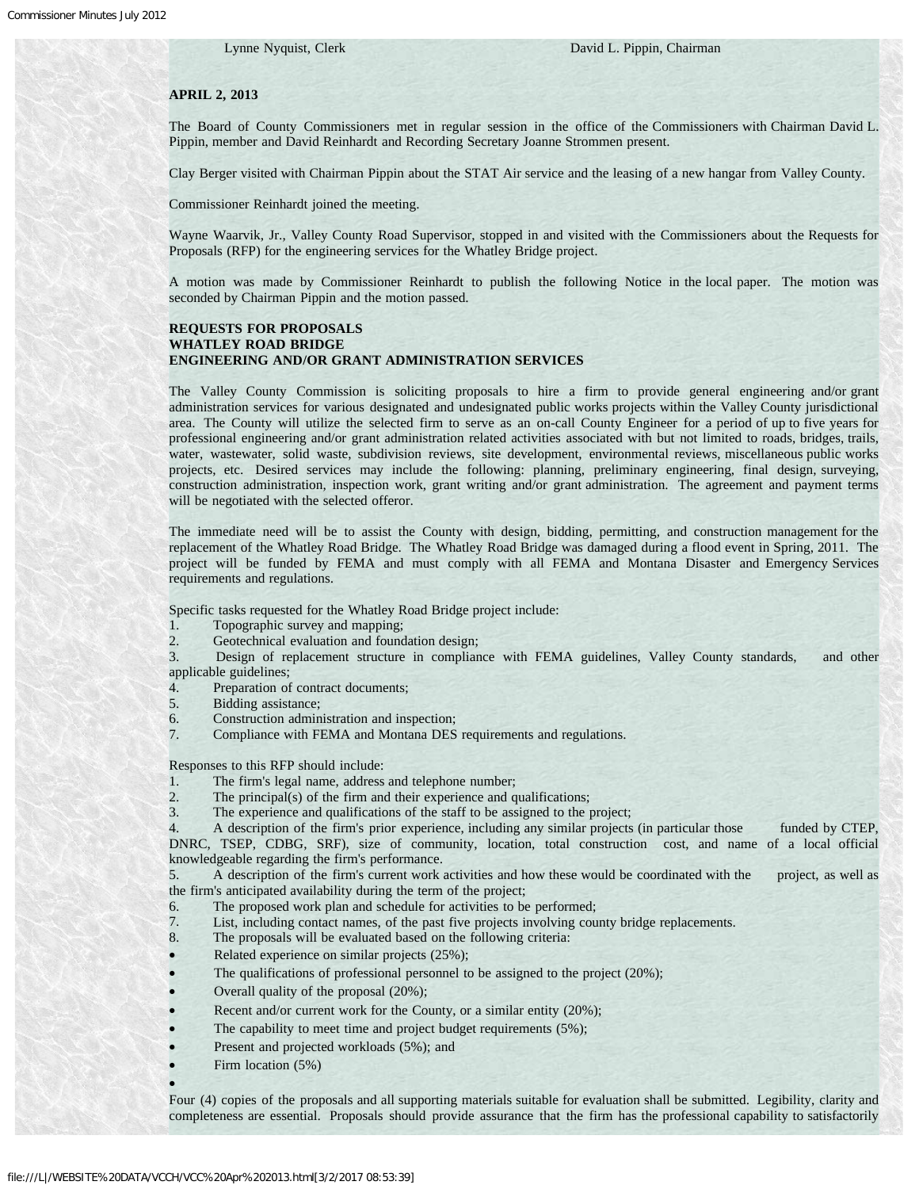Lynne Nyquist, Clerk David L. Pippin, Chairman

**APRIL 2, 2013**

The Board of County Commissioners met in regular session in the office of the Commissioners with Chairman David L. Pippin, member and David Reinhardt and Recording Secretary Joanne Strommen present.

Clay Berger visited with Chairman Pippin about the STAT Air service and the leasing of a new hangar from Valley County.

Commissioner Reinhardt joined the meeting.

Wayne Waarvik, Jr., Valley County Road Supervisor, stopped in and visited with the Commissioners about the Requests for Proposals (RFP) for the engineering services for the Whatley Bridge project.

A motion was made by Commissioner Reinhardt to publish the following Notice in the local paper. The motion was seconded by Chairman Pippin and the motion passed.

**REQUESTS FOR PROPOSALS**
**WHATLEY ROAD BRIDGE**
**ENGINEERING AND/OR GRANT ADMINISTRATION SERVICES**

The Valley County Commission is soliciting proposals to hire a firm to provide general engineering and/or grant administration services for various designated and undesignated public works projects within the Valley County jurisdictional area. The County will utilize the selected firm to serve as an on-call County Engineer for a period of up to five years for professional engineering and/or grant administration related activities associated with but not limited to roads, bridges, trails, water, wastewater, solid waste, subdivision reviews, site development, environmental reviews, miscellaneous public works projects, etc. Desired services may include the following: planning, preliminary engineering, final design, surveying, construction administration, inspection work, grant writing and/or grant administration. The agreement and payment terms will be negotiated with the selected offeror.

The immediate need will be to assist the County with design, bidding, permitting, and construction management for the replacement of the Whatley Road Bridge. The Whatley Road Bridge was damaged during a flood event in Spring, 2011. The project will be funded by FEMA and must comply with all FEMA and Montana Disaster and Emergency Services requirements and regulations.

Specific tasks requested for the Whatley Road Bridge project include:

1. Topographic survey and mapping;
2. Geotechnical evaluation and foundation design;
3. Design of replacement structure in compliance with FEMA guidelines, Valley County standards, and other applicable guidelines;
4. Preparation of contract documents;
5. Bidding assistance;
6. Construction administration and inspection;
7. Compliance with FEMA and Montana DES requirements and regulations.

Responses to this RFP should include:

1. The firm's legal name, address and telephone number;
2. The principal(s) of the firm and their experience and qualifications;
3. The experience and qualifications of the staff to be assigned to the project;
4. A description of the firm's prior experience, including any similar projects (in particular those funded by CTEP, DNRC, TSEP, CDBG, SRF), size of community, location, total construction cost, and name of a local official knowledgeable regarding the firm's performance.
5. A description of the firm's current work activities and how these would be coordinated with the project, as well as the firm's anticipated availability during the term of the project;
6. The proposed work plan and schedule for activities to be performed;
7. List, including contact names, of the past five projects involving county bridge replacements.
8. The proposals will be evaluated based on the following criteria:

- Related experience on similar projects (25%);
- The qualifications of professional personnel to be assigned to the project (20%);
- Overall quality of the proposal (20%);
- Recent and/or current work for the County, or a similar entity (20%);
- The capability to meet time and project budget requirements (5%);
- Present and projected workloads (5%); and
- Firm location (5%)

Four (4) copies of the proposals and all supporting materials suitable for evaluation shall be submitted. Legibility, clarity and completeness are essential. Proposals should provide assurance that the firm has the professional capability to satisfactorily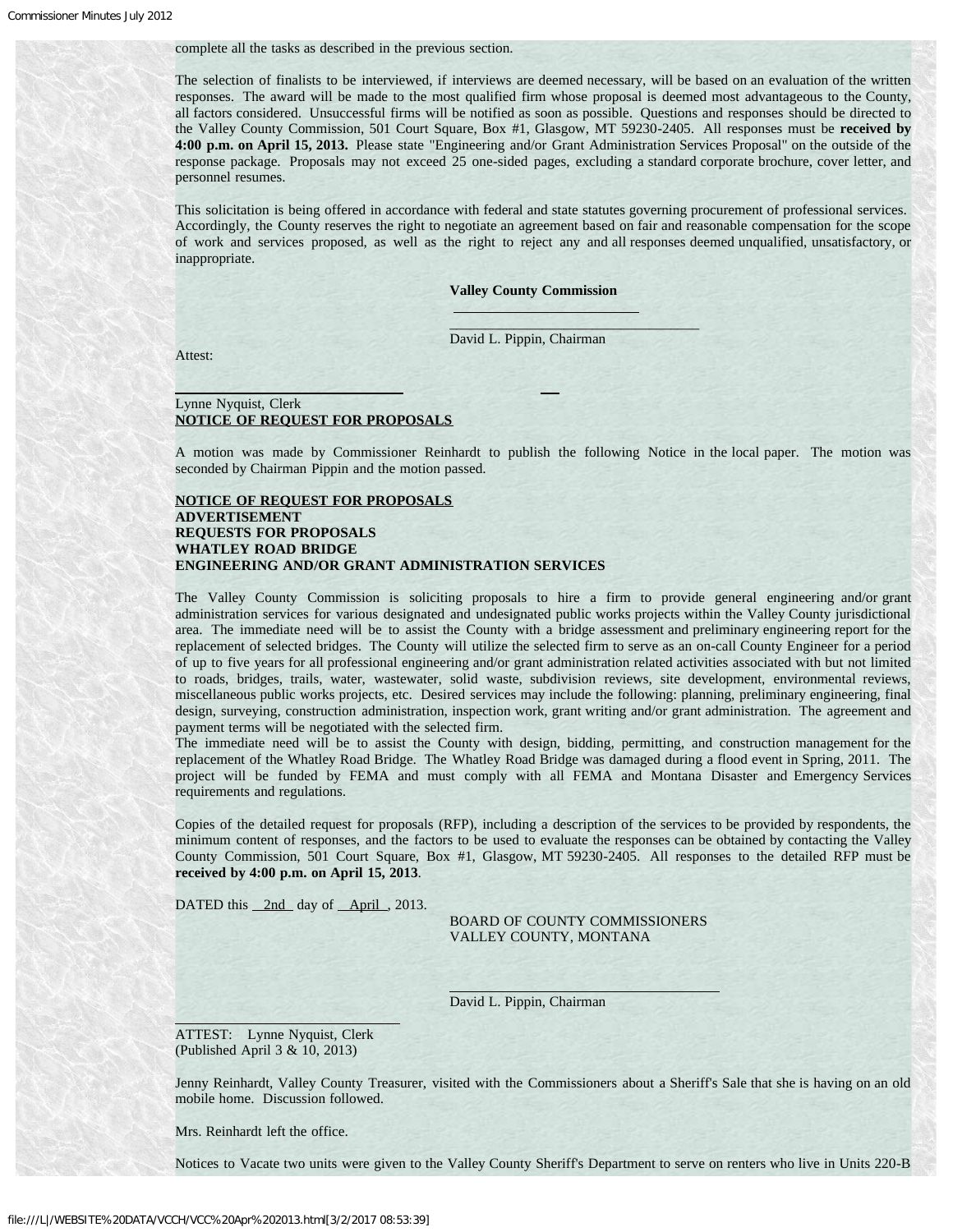complete all the tasks as described in the previous section.

The selection of finalists to be interviewed, if interviews are deemed necessary, will be based on an evaluation of the written responses. The award will be made to the most qualified firm whose proposal is deemed most advantageous to the County, all factors considered. Unsuccessful firms will be notified as soon as possible. Questions and responses should be directed to the Valley County Commission, 501 Court Square, Box #1, Glasgow, MT 59230-2405. All responses must be **received by 4:00 p.m. on April 15, 2013.** Please state "Engineering and/or Grant Administration Services Proposal" on the outside of the response package. Proposals may not exceed 25 one-sided pages, excluding a standard corporate brochure, cover letter, and personnel resumes.

This solicitation is being offered in accordance with federal and state statutes governing procurement of professional services. Accordingly, the County reserves the right to negotiate an agreement based on fair and reasonable compensation for the scope of work and services proposed, as well as the right to reject any and all responses deemed unqualified, unsatisfactory, or inappropriate.

**Valley County Commission**

\_\_\_\_\_\_\_\_\_\_\_\_\_\_\_\_\_\_\_\_\_\_\_\_\_\_\_\_\_\_\_\_\_\_

David L. Pippin, Chairman

Attest:

\_\_\_\_\_\_\_\_\_\_\_\_\_\_\_\_\_\_\_\_\_\_\_\_\_\_\_\_\_\_

Lynne Nyquist, Clerk

**NOTICE OF REQUEST FOR PROPOSALS**

A motion was made by Commissioner Reinhardt to publish the following Notice in the local paper. The motion was seconded by Chairman Pippin and the motion passed.

**NOTICE OF REQUEST FOR PROPOSALS**
**ADVERTISEMENT**
**REQUESTS FOR PROPOSALS**
**WHATLEY ROAD BRIDGE**
**ENGINEERING AND/OR GRANT ADMINISTRATION SERVICES**

The Valley County Commission is soliciting proposals to hire a firm to provide general engineering and/or grant administration services for various designated and undesignated public works projects within the Valley County jurisdictional area. The immediate need will be to assist the County with a bridge assessment and preliminary engineering report for the replacement of selected bridges. The County will utilize the selected firm to serve as an on-call County Engineer for a period of up to five years for all professional engineering and/or grant administration related activities associated with but not limited to roads, bridges, trails, water, wastewater, solid waste, subdivision reviews, site development, environmental reviews, miscellaneous public works projects, etc. Desired services may include the following: planning, preliminary engineering, final design, surveying, construction administration, inspection work, grant writing and/or grant administration. The agreement and payment terms will be negotiated with the selected firm.
The immediate need will be to assist the County with design, bidding, permitting, and construction management for the replacement of the Whatley Road Bridge. The Whatley Road Bridge was damaged during a flood event in Spring, 2011. The project will be funded by FEMA and must comply with all FEMA and Montana Disaster and Emergency Services requirements and regulations.

Copies of the detailed request for proposals (RFP), including a description of the services to be provided by respondents, the minimum content of responses, and the factors to be used to evaluate the responses can be obtained by contacting the Valley County Commission, 501 Court Square, Box #1, Glasgow, MT 59230-2405. All responses to the detailed RFP must be **received by 4:00 p.m. on April 15, 2013**.

DATED this 2nd day of April, 2013.

BOARD OF COUNTY COMMISSIONERS
VALLEY COUNTY, MONTANA

\_\_\_\_\_\_\_\_\_\_\_\_\_\_\_\_\_\_\_\_\_\_\_\_\_\_\_\_\_\_\_\_\_\_

David L. Pippin, Chairman

\_\_\_\_\_\_\_\_\_\_\_\_\_\_\_\_\_\_\_\_\_\_\_\_\_\_\_\_\_\_

ATTEST: Lynne Nyquist, Clerk
(Published April 3 & 10, 2013)

Jenny Reinhardt, Valley County Treasurer, visited with the Commissioners about a Sheriff's Sale that she is having on an old mobile home. Discussion followed.

Mrs. Reinhardt left the office.

Notices to Vacate two units were given to the Valley County Sheriff's Department to serve on renters who live in Units 220-B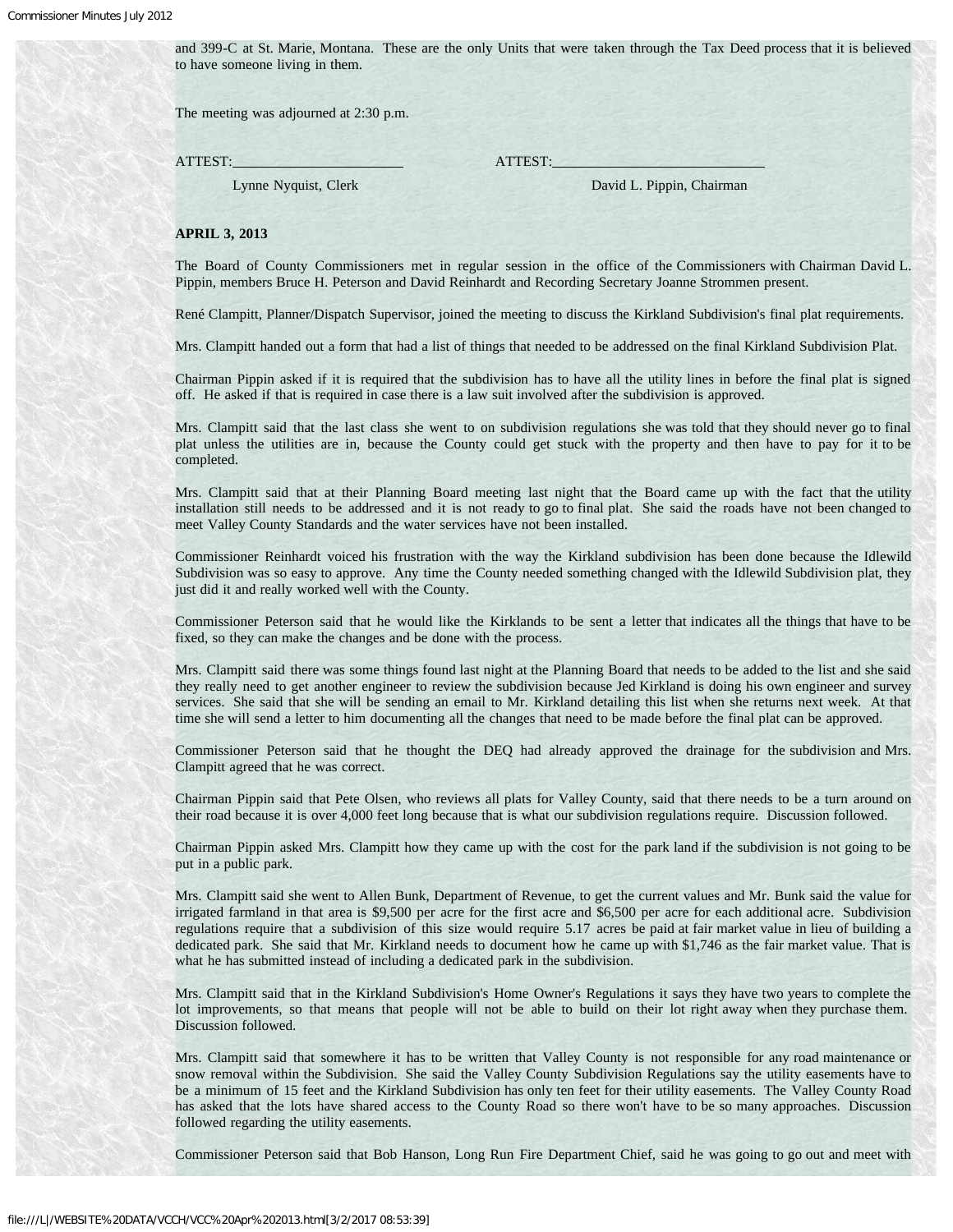and 399-C at St. Marie, Montana. These are the only Units that were taken through the Tax Deed process that it is believed to have someone living in them.

The meeting was adjourned at 2:30 p.m.

ATTEST:________________________ ATTEST:____________________________

Lynne Nyquist, Clerk David L. Pippin, Chairman

**APRIL 3, 2013**

The Board of County Commissioners met in regular session in the office of the Commissioners with Chairman David L. Pippin, members Bruce H. Peterson and David Reinhardt and Recording Secretary Joanne Strommen present.

René Clampitt, Planner/Dispatch Supervisor, joined the meeting to discuss the Kirkland Subdivision's final plat requirements.

Mrs. Clampitt handed out a form that had a list of things that needed to be addressed on the final Kirkland Subdivision Plat.

Chairman Pippin asked if it is required that the subdivision has to have all the utility lines in before the final plat is signed off. He asked if that is required in case there is a law suit involved after the subdivision is approved.

Mrs. Clampitt said that the last class she went to on subdivision regulations she was told that they should never go to final plat unless the utilities are in, because the County could get stuck with the property and then have to pay for it to be completed.

Mrs. Clampitt said that at their Planning Board meeting last night that the Board came up with the fact that the utility installation still needs to be addressed and it is not ready to go to final plat. She said the roads have not been changed to meet Valley County Standards and the water services have not been installed.

Commissioner Reinhardt voiced his frustration with the way the Kirkland subdivision has been done because the Idlewild Subdivision was so easy to approve. Any time the County needed something changed with the Idlewild Subdivision plat, they just did it and really worked well with the County.

Commissioner Peterson said that he would like the Kirklands to be sent a letter that indicates all the things that have to be fixed, so they can make the changes and be done with the process.

Mrs. Clampitt said there was some things found last night at the Planning Board that needs to be added to the list and she said they really need to get another engineer to review the subdivision because Jed Kirkland is doing his own engineer and survey services. She said that she will be sending an email to Mr. Kirkland detailing this list when she returns next week. At that time she will send a letter to him documenting all the changes that need to be made before the final plat can be approved.

Commissioner Peterson said that he thought the DEQ had already approved the drainage for the subdivision and Mrs. Clampitt agreed that he was correct.

Chairman Pippin said that Pete Olsen, who reviews all plats for Valley County, said that there needs to be a turn around on their road because it is over 4,000 feet long because that is what our subdivision regulations require. Discussion followed.

Chairman Pippin asked Mrs. Clampitt how they came up with the cost for the park land if the subdivision is not going to be put in a public park.

Mrs. Clampitt said she went to Allen Bunk, Department of Revenue, to get the current values and Mr. Bunk said the value for irrigated farmland in that area is $9,500 per acre for the first acre and $6,500 per acre for each additional acre. Subdivision regulations require that a subdivision of this size would require 5.17 acres be paid at fair market value in lieu of building a dedicated park. She said that Mr. Kirkland needs to document how he came up with $1,746 as the fair market value. That is what he has submitted instead of including a dedicated park in the subdivision.

Mrs. Clampitt said that in the Kirkland Subdivision's Home Owner's Regulations it says they have two years to complete the lot improvements, so that means that people will not be able to build on their lot right away when they purchase them. Discussion followed.

Mrs. Clampitt said that somewhere it has to be written that Valley County is not responsible for any road maintenance or snow removal within the Subdivision. She said the Valley County Subdivision Regulations say the utility easements have to be a minimum of 15 feet and the Kirkland Subdivision has only ten feet for their utility easements. The Valley County Road has asked that the lots have shared access to the County Road so there won't have to be so many approaches. Discussion followed regarding the utility easements.

Commissioner Peterson said that Bob Hanson, Long Run Fire Department Chief, said he was going to go out and meet with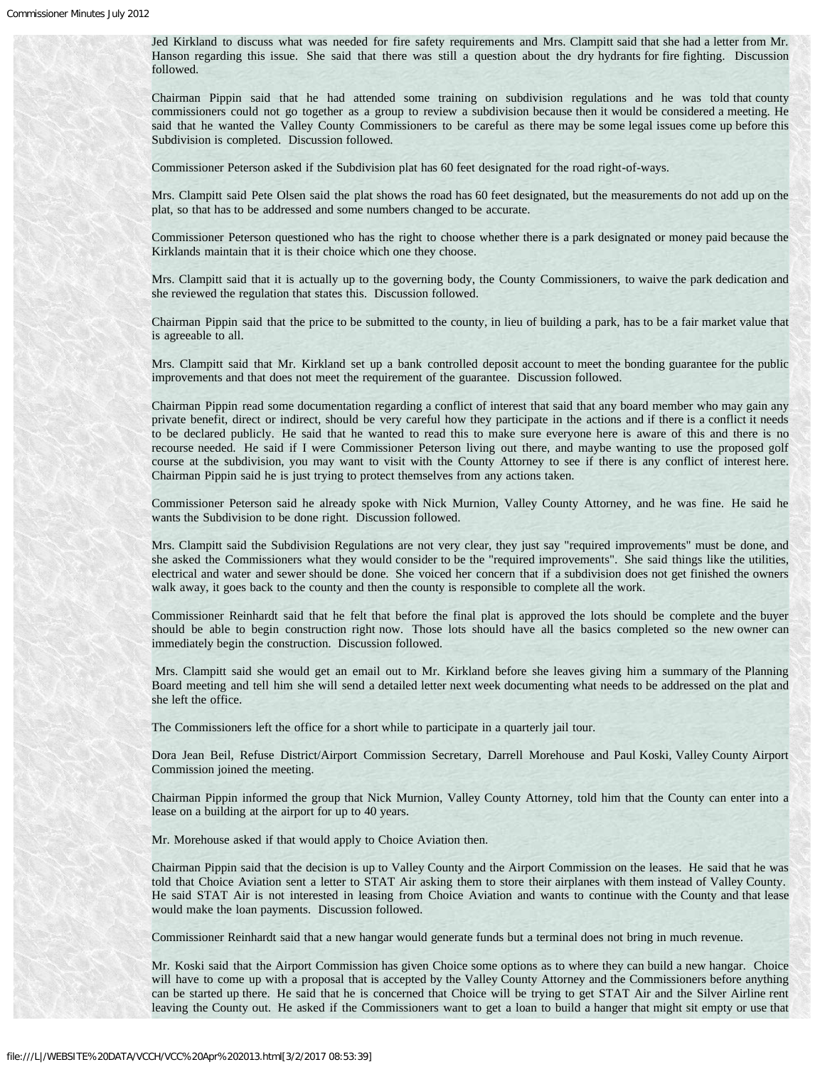Jed Kirkland to discuss what was needed for fire safety requirements and Mrs. Clampitt said that she had a letter from Mr. Hanson regarding this issue. She said that there was still a question about the dry hydrants for fire fighting. Discussion followed.

Chairman Pippin said that he had attended some training on subdivision regulations and he was told that county commissioners could not go together as a group to review a subdivision because then it would be considered a meeting. He said that he wanted the Valley County Commissioners to be careful as there may be some legal issues come up before this Subdivision is completed. Discussion followed.

Commissioner Peterson asked if the Subdivision plat has 60 feet designated for the road right-of-ways.

Mrs. Clampitt said Pete Olsen said the plat shows the road has 60 feet designated, but the measurements do not add up on the plat, so that has to be addressed and some numbers changed to be accurate.

Commissioner Peterson questioned who has the right to choose whether there is a park designated or money paid because the Kirklands maintain that it is their choice which one they choose.

Mrs. Clampitt said that it is actually up to the governing body, the County Commissioners, to waive the park dedication and she reviewed the regulation that states this. Discussion followed.

Chairman Pippin said that the price to be submitted to the county, in lieu of building a park, has to be a fair market value that is agreeable to all.

Mrs. Clampitt said that Mr. Kirkland set up a bank controlled deposit account to meet the bonding guarantee for the public improvements and that does not meet the requirement of the guarantee. Discussion followed.

Chairman Pippin read some documentation regarding a conflict of interest that said that any board member who may gain any private benefit, direct or indirect, should be very careful how they participate in the actions and if there is a conflict it needs to be declared publicly. He said that he wanted to read this to make sure everyone here is aware of this and there is no recourse needed. He said if I were Commissioner Peterson living out there, and maybe wanting to use the proposed golf course at the subdivision, you may want to visit with the County Attorney to see if there is any conflict of interest here. Chairman Pippin said he is just trying to protect themselves from any actions taken.

Commissioner Peterson said he already spoke with Nick Murnion, Valley County Attorney, and he was fine. He said he wants the Subdivision to be done right. Discussion followed.

Mrs. Clampitt said the Subdivision Regulations are not very clear, they just say "required improvements" must be done, and she asked the Commissioners what they would consider to be the "required improvements". She said things like the utilities, electrical and water and sewer should be done. She voiced her concern that if a subdivision does not get finished the owners walk away, it goes back to the county and then the county is responsible to complete all the work.

Commissioner Reinhardt said that he felt that before the final plat is approved the lots should be complete and the buyer should be able to begin construction right now. Those lots should have all the basics completed so the new owner can immediately begin the construction. Discussion followed.

Mrs. Clampitt said she would get an email out to Mr. Kirkland before she leaves giving him a summary of the Planning Board meeting and tell him she will send a detailed letter next week documenting what needs to be addressed on the plat and she left the office.

The Commissioners left the office for a short while to participate in a quarterly jail tour.

Dora Jean Beil, Refuse District/Airport Commission Secretary, Darrell Morehouse and Paul Koski, Valley County Airport Commission joined the meeting.

Chairman Pippin informed the group that Nick Murnion, Valley County Attorney, told him that the County can enter into a lease on a building at the airport for up to 40 years.

Mr. Morehouse asked if that would apply to Choice Aviation then.

Chairman Pippin said that the decision is up to Valley County and the Airport Commission on the leases. He said that he was told that Choice Aviation sent a letter to STAT Air asking them to store their airplanes with them instead of Valley County. He said STAT Air is not interested in leasing from Choice Aviation and wants to continue with the County and that lease would make the loan payments. Discussion followed.

Commissioner Reinhardt said that a new hangar would generate funds but a terminal does not bring in much revenue.

Mr. Koski said that the Airport Commission has given Choice some options as to where they can build a new hangar. Choice will have to come up with a proposal that is accepted by the Valley County Attorney and the Commissioners before anything can be started up there. He said that he is concerned that Choice will be trying to get STAT Air and the Silver Airline rent leaving the County out. He asked if the Commissioners want to get a loan to build a hanger that might sit empty or use that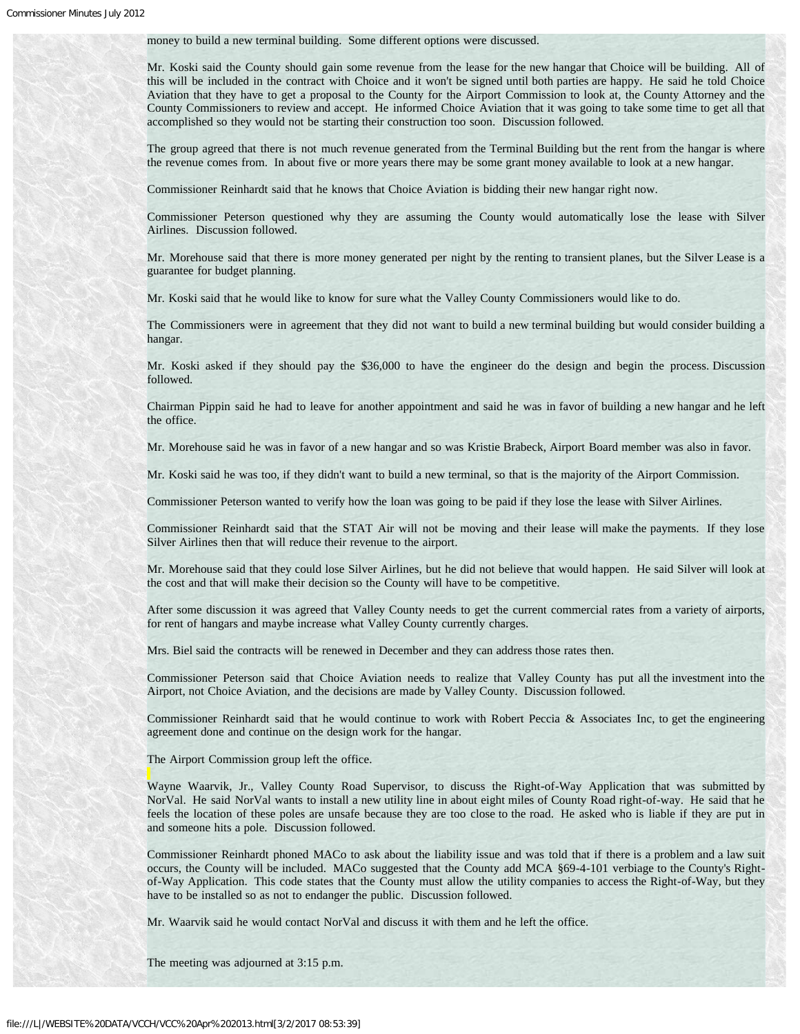money to build a new terminal building. Some different options were discussed.

Mr. Koski said the County should gain some revenue from the lease for the new hangar that Choice will be building. All of this will be included in the contract with Choice and it won't be signed until both parties are happy. He said he told Choice Aviation that they have to get a proposal to the County for the Airport Commission to look at, the County Attorney and the County Commissioners to review and accept. He informed Choice Aviation that it was going to take some time to get all that accomplished so they would not be starting their construction too soon. Discussion followed.

The group agreed that there is not much revenue generated from the Terminal Building but the rent from the hangar is where the revenue comes from. In about five or more years there may be some grant money available to look at a new hangar.

Commissioner Reinhardt said that he knows that Choice Aviation is bidding their new hangar right now.

Commissioner Peterson questioned why they are assuming the County would automatically lose the lease with Silver Airlines. Discussion followed.

Mr. Morehouse said that there is more money generated per night by the renting to transient planes, but the Silver Lease is a guarantee for budget planning.

Mr. Koski said that he would like to know for sure what the Valley County Commissioners would like to do.

The Commissioners were in agreement that they did not want to build a new terminal building but would consider building a hangar.

Mr. Koski asked if they should pay the $36,000 to have the engineer do the design and begin the process. Discussion followed.

Chairman Pippin said he had to leave for another appointment and said he was in favor of building a new hangar and he left the office.

Mr. Morehouse said he was in favor of a new hangar and so was Kristie Brabeck, Airport Board member was also in favor.

Mr. Koski said he was too, if they didn't want to build a new terminal, so that is the majority of the Airport Commission.

Commissioner Peterson wanted to verify how the loan was going to be paid if they lose the lease with Silver Airlines.

Commissioner Reinhardt said that the STAT Air will not be moving and their lease will make the payments. If they lose Silver Airlines then that will reduce their revenue to the airport.

Mr. Morehouse said that they could lose Silver Airlines, but he did not believe that would happen. He said Silver will look at the cost and that will make their decision so the County will have to be competitive.

After some discussion it was agreed that Valley County needs to get the current commercial rates from a variety of airports, for rent of hangars and maybe increase what Valley County currently charges.

Mrs. Biel said the contracts will be renewed in December and they can address those rates then.

Commissioner Peterson said that Choice Aviation needs to realize that Valley County has put all the investment into the Airport, not Choice Aviation, and the decisions are made by Valley County. Discussion followed.

Commissioner Reinhardt said that he would continue to work with Robert Peccia & Associates Inc, to get the engineering agreement done and continue on the design work for the hangar.

The Airport Commission group left the office.

Wayne Waarvik, Jr., Valley County Road Supervisor, to discuss the Right-of-Way Application that was submitted by NorVal. He said NorVal wants to install a new utility line in about eight miles of County Road right-of-way. He said that he feels the location of these poles are unsafe because they are too close to the road. He asked who is liable if they are put in and someone hits a pole. Discussion followed.

Commissioner Reinhardt phoned MACo to ask about the liability issue and was told that if there is a problem and a law suit occurs, the County will be included. MACo suggested that the County add MCA §69-4-101 verbiage to the County's Right-of-Way Application. This code states that the County must allow the utility companies to access the Right-of-Way, but they have to be installed so as not to endanger the public. Discussion followed.

Mr. Waarvik said he would contact NorVal and discuss it with them and he left the office.

The meeting was adjourned at 3:15 p.m.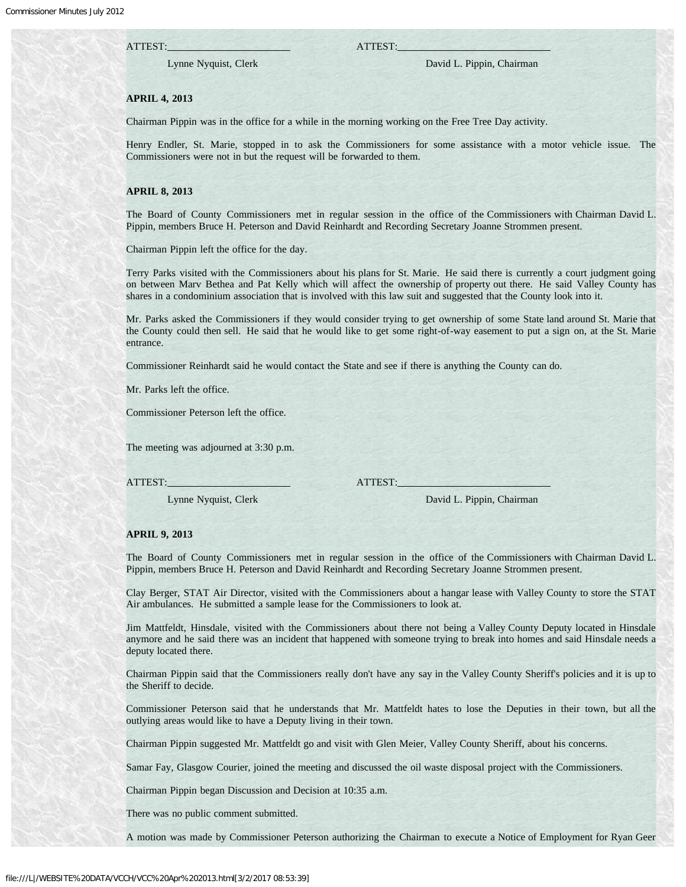ATTEST:_______________________ ATTEST:____________________________

Lynne Nyquist, Clerk David L. Pippin, Chairman

**APRIL 4, 2013**

Chairman Pippin was in the office for a while in the morning working on the Free Tree Day activity.

Henry Endler, St. Marie, stopped in to ask the Commissioners for some assistance with a motor vehicle issue. The Commissioners were not in but the request will be forwarded to them.

**APRIL 8, 2013**

The Board of County Commissioners met in regular session in the office of the Commissioners with Chairman David L. Pippin, members Bruce H. Peterson and David Reinhardt and Recording Secretary Joanne Strommen present.

Chairman Pippin left the office for the day.

Terry Parks visited with the Commissioners about his plans for St. Marie. He said there is currently a court judgment going on between Marv Bethea and Pat Kelly which will affect the ownership of property out there. He said Valley County has shares in a condominium association that is involved with this law suit and suggested that the County look into it.

Mr. Parks asked the Commissioners if they would consider trying to get ownership of some State land around St. Marie that the County could then sell. He said that he would like to get some right-of-way easement to put a sign on, at the St. Marie entrance.

Commissioner Reinhardt said he would contact the State and see if there is anything the County can do.

Mr. Parks left the office.

Commissioner Peterson left the office.

The meeting was adjourned at 3:30 p.m.

ATTEST:_______________________ ATTEST:____________________________

Lynne Nyquist, Clerk David L. Pippin, Chairman

**APRIL 9, 2013**

The Board of County Commissioners met in regular session in the office of the Commissioners with Chairman David L. Pippin, members Bruce H. Peterson and David Reinhardt and Recording Secretary Joanne Strommen present.

Clay Berger, STAT Air Director, visited with the Commissioners about a hangar lease with Valley County to store the STAT Air ambulances. He submitted a sample lease for the Commissioners to look at.

Jim Mattfeldt, Hinsdale, visited with the Commissioners about there not being a Valley County Deputy located in Hinsdale anymore and he said there was an incident that happened with someone trying to break into homes and said Hinsdale needs a deputy located there.

Chairman Pippin said that the Commissioners really don't have any say in the Valley County Sheriff's policies and it is up to the Sheriff to decide.

Commissioner Peterson said that he understands that Mr. Mattfeldt hates to lose the Deputies in their town, but all the outlying areas would like to have a Deputy living in their town.

Chairman Pippin suggested Mr. Mattfeldt go and visit with Glen Meier, Valley County Sheriff, about his concerns.

Samar Fay, Glasgow Courier, joined the meeting and discussed the oil waste disposal project with the Commissioners.

Chairman Pippin began Discussion and Decision at 10:35 a.m.

There was no public comment submitted.

A motion was made by Commissioner Peterson authorizing the Chairman to execute a Notice of Employment for Ryan Geer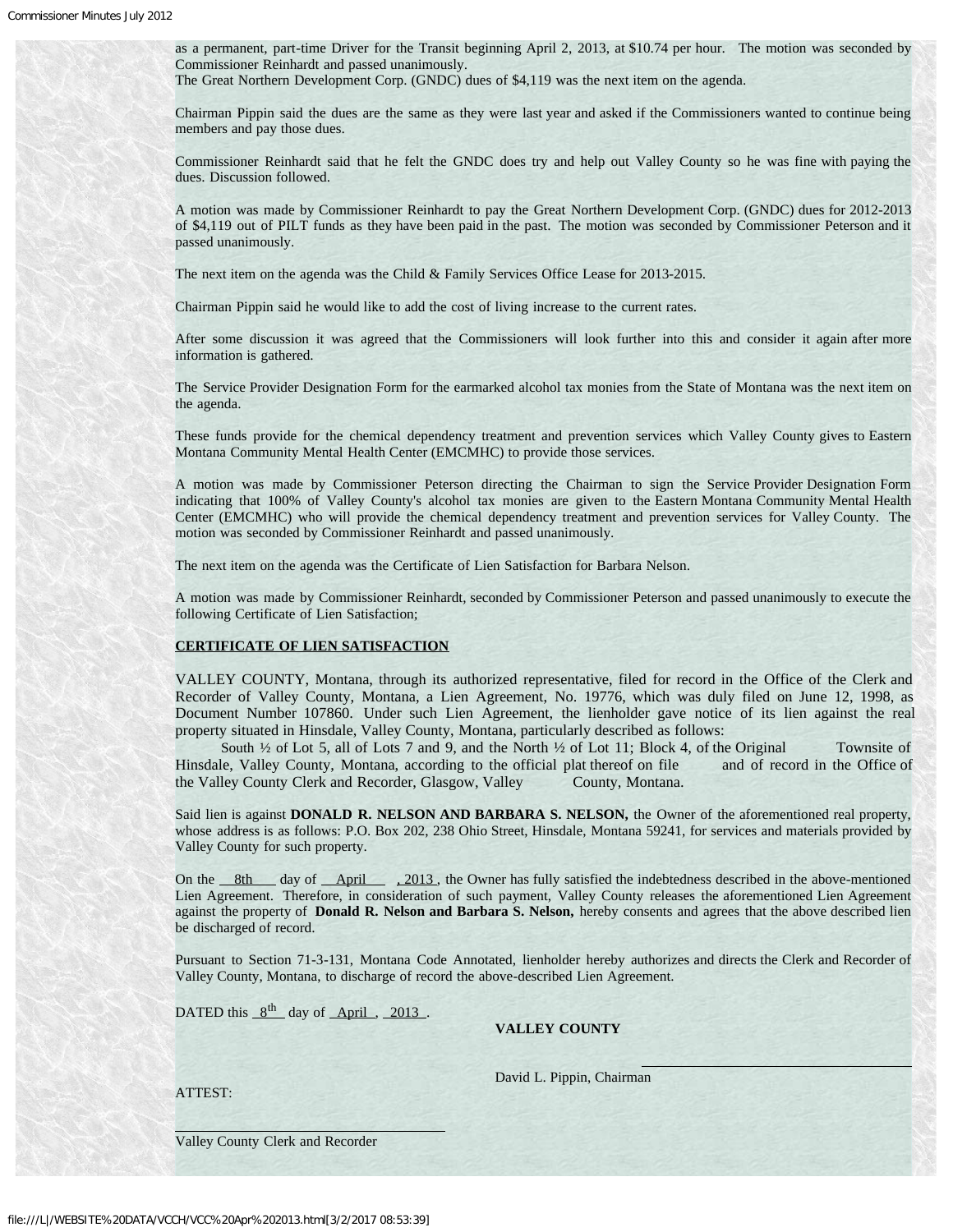as a permanent, part-time Driver for the Transit beginning April 2, 2013, at $10.74 per hour. The motion was seconded by Commissioner Reinhardt and passed unanimously.

The Great Northern Development Corp. (GNDC) dues of $4,119 was the next item on the agenda.

Chairman Pippin said the dues are the same as they were last year and asked if the Commissioners wanted to continue being members and pay those dues.

Commissioner Reinhardt said that he felt the GNDC does try and help out Valley County so he was fine with paying the dues. Discussion followed.

A motion was made by Commissioner Reinhardt to pay the Great Northern Development Corp. (GNDC) dues for 2012-2013 of $4,119 out of PILT funds as they have been paid in the past. The motion was seconded by Commissioner Peterson and it passed unanimously.

The next item on the agenda was the Child & Family Services Office Lease for 2013-2015.

Chairman Pippin said he would like to add the cost of living increase to the current rates.

After some discussion it was agreed that the Commissioners will look further into this and consider it again after more information is gathered.

The Service Provider Designation Form for the earmarked alcohol tax monies from the State of Montana was the next item on the agenda.

These funds provide for the chemical dependency treatment and prevention services which Valley County gives to Eastern Montana Community Mental Health Center (EMCMHC) to provide those services.

A motion was made by Commissioner Peterson directing the Chairman to sign the Service Provider Designation Form indicating that 100% of Valley County's alcohol tax monies are given to the Eastern Montana Community Mental Health Center (EMCMHC) who will provide the chemical dependency treatment and prevention services for Valley County. The motion was seconded by Commissioner Reinhardt and passed unanimously.

The next item on the agenda was the Certificate of Lien Satisfaction for Barbara Nelson.

A motion was made by Commissioner Reinhardt, seconded by Commissioner Peterson and passed unanimously to execute the following Certificate of Lien Satisfaction;

**CERTIFICATE OF LIEN SATISFACTION**

VALLEY COUNTY, Montana, through its authorized representative, filed for record in the Office of the Clerk and Recorder of Valley County, Montana, a Lien Agreement, No. 19776, which was duly filed on June 12, 1998, as Document Number 107860. Under such Lien Agreement, the lienholder gave notice of its lien against the real property situated in Hinsdale, Valley County, Montana, particularly described as follows:

South ½ of Lot 5, all of Lots 7 and 9, and the North ½ of Lot 11; Block 4, of the Original Townsite of Hinsdale, Valley County, Montana, according to the official plat thereof on file and of record in the Office of the Valley County Clerk and Recorder, Glasgow, Valley County, Montana.

Said lien is against **DONALD R. NELSON AND BARBARA S. NELSON,** the Owner of the aforementioned real property, whose address is as follows: P.O. Box 202, 238 Ohio Street, Hinsdale, Montana 59241, for services and materials provided by Valley County for such property.

On the 8th day of April , 2013 , the Owner has fully satisfied the indebtedness described in the above-mentioned Lien Agreement. Therefore, in consideration of such payment, Valley County releases the aforementioned Lien Agreement against the property of **Donald R. Nelson and Barbara S. Nelson,** hereby consents and agrees that the above described lien be discharged of record.

Pursuant to Section 71-3-131, Montana Code Annotated, lienholder hereby authorizes and directs the Clerk and Recorder of Valley County, Montana, to discharge of record the above-described Lien Agreement.

DATED this 8th day of April , 2013 .

**VALLEY COUNTY**

______________________________

David L. Pippin, Chairman

ATTEST:

______________________________

Valley County Clerk and Recorder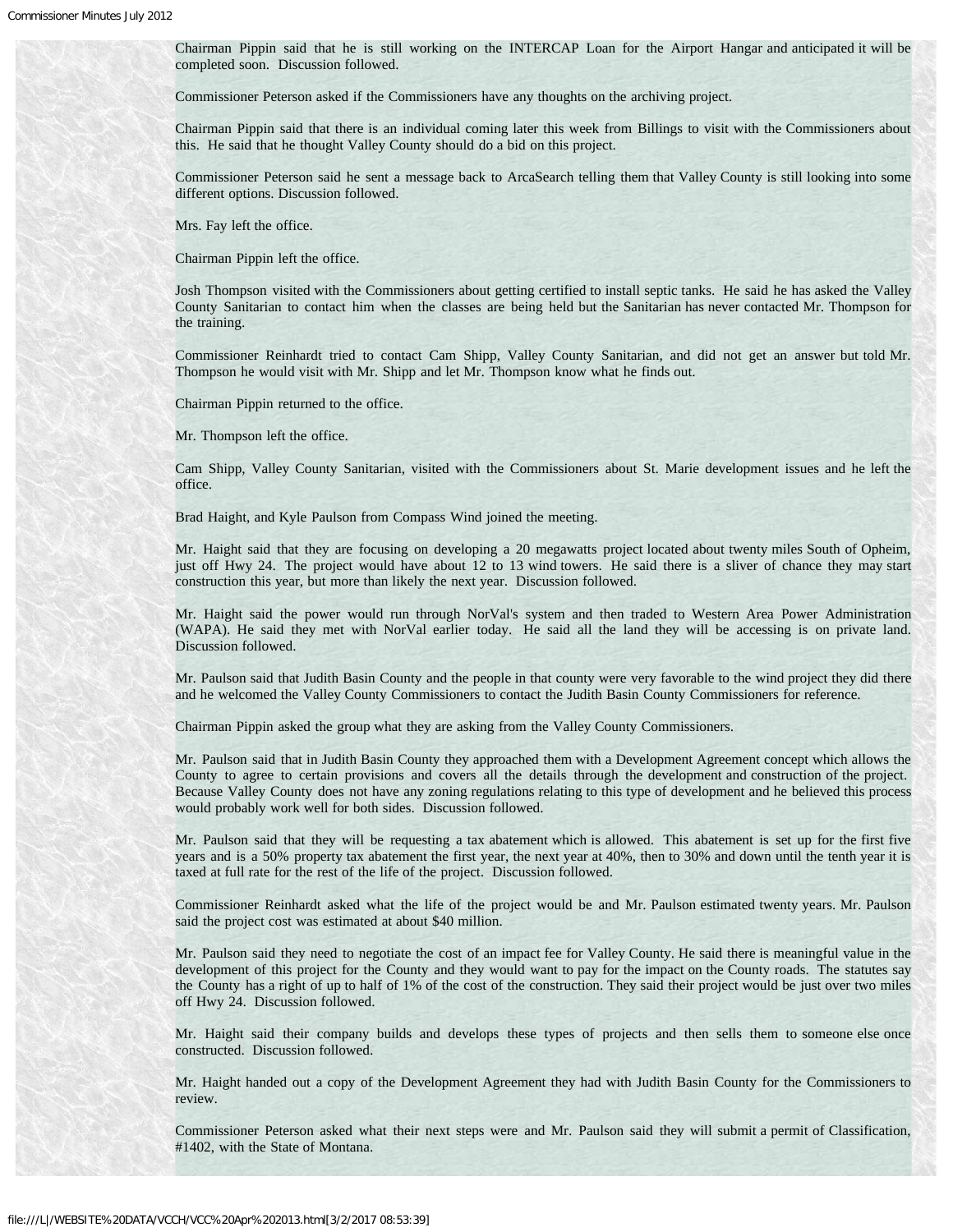Chairman Pippin said that he is still working on the INTERCAP Loan for the Airport Hangar and anticipated it will be completed soon. Discussion followed.

Commissioner Peterson asked if the Commissioners have any thoughts on the archiving project.

Chairman Pippin said that there is an individual coming later this week from Billings to visit with the Commissioners about this. He said that he thought Valley County should do a bid on this project.

Commissioner Peterson said he sent a message back to ArcaSearch telling them that Valley County is still looking into some different options. Discussion followed.

Mrs. Fay left the office.

Chairman Pippin left the office.

Josh Thompson visited with the Commissioners about getting certified to install septic tanks. He said he has asked the Valley County Sanitarian to contact him when the classes are being held but the Sanitarian has never contacted Mr. Thompson for the training.

Commissioner Reinhardt tried to contact Cam Shipp, Valley County Sanitarian, and did not get an answer but told Mr. Thompson he would visit with Mr. Shipp and let Mr. Thompson know what he finds out.

Chairman Pippin returned to the office.

Mr. Thompson left the office.

Cam Shipp, Valley County Sanitarian, visited with the Commissioners about St. Marie development issues and he left the office.

Brad Haight, and Kyle Paulson from Compass Wind joined the meeting.

Mr. Haight said that they are focusing on developing a 20 megawatts project located about twenty miles South of Opheim, just off Hwy 24. The project would have about 12 to 13 wind towers. He said there is a sliver of chance they may start construction this year, but more than likely the next year. Discussion followed.

Mr. Haight said the power would run through NorVal's system and then traded to Western Area Power Administration (WAPA). He said they met with NorVal earlier today. He said all the land they will be accessing is on private land. Discussion followed.

Mr. Paulson said that Judith Basin County and the people in that county were very favorable to the wind project they did there and he welcomed the Valley County Commissioners to contact the Judith Basin County Commissioners for reference.

Chairman Pippin asked the group what they are asking from the Valley County Commissioners.

Mr. Paulson said that in Judith Basin County they approached them with a Development Agreement concept which allows the County to agree to certain provisions and covers all the details through the development and construction of the project. Because Valley County does not have any zoning regulations relating to this type of development and he believed this process would probably work well for both sides. Discussion followed.

Mr. Paulson said that they will be requesting a tax abatement which is allowed. This abatement is set up for the first five years and is a 50% property tax abatement the first year, the next year at 40%, then to 30% and down until the tenth year it is taxed at full rate for the rest of the life of the project. Discussion followed.

Commissioner Reinhardt asked what the life of the project would be and Mr. Paulson estimated twenty years. Mr. Paulson said the project cost was estimated at about $40 million.

Mr. Paulson said they need to negotiate the cost of an impact fee for Valley County. He said there is meaningful value in the development of this project for the County and they would want to pay for the impact on the County roads. The statutes say the County has a right of up to half of 1% of the cost of the construction. They said their project would be just over two miles off Hwy 24. Discussion followed.

Mr. Haight said their company builds and develops these types of projects and then sells them to someone else once constructed. Discussion followed.

Mr. Haight handed out a copy of the Development Agreement they had with Judith Basin County for the Commissioners to review.

Commissioner Peterson asked what their next steps were and Mr. Paulson said they will submit a permit of Classification, #1402, with the State of Montana.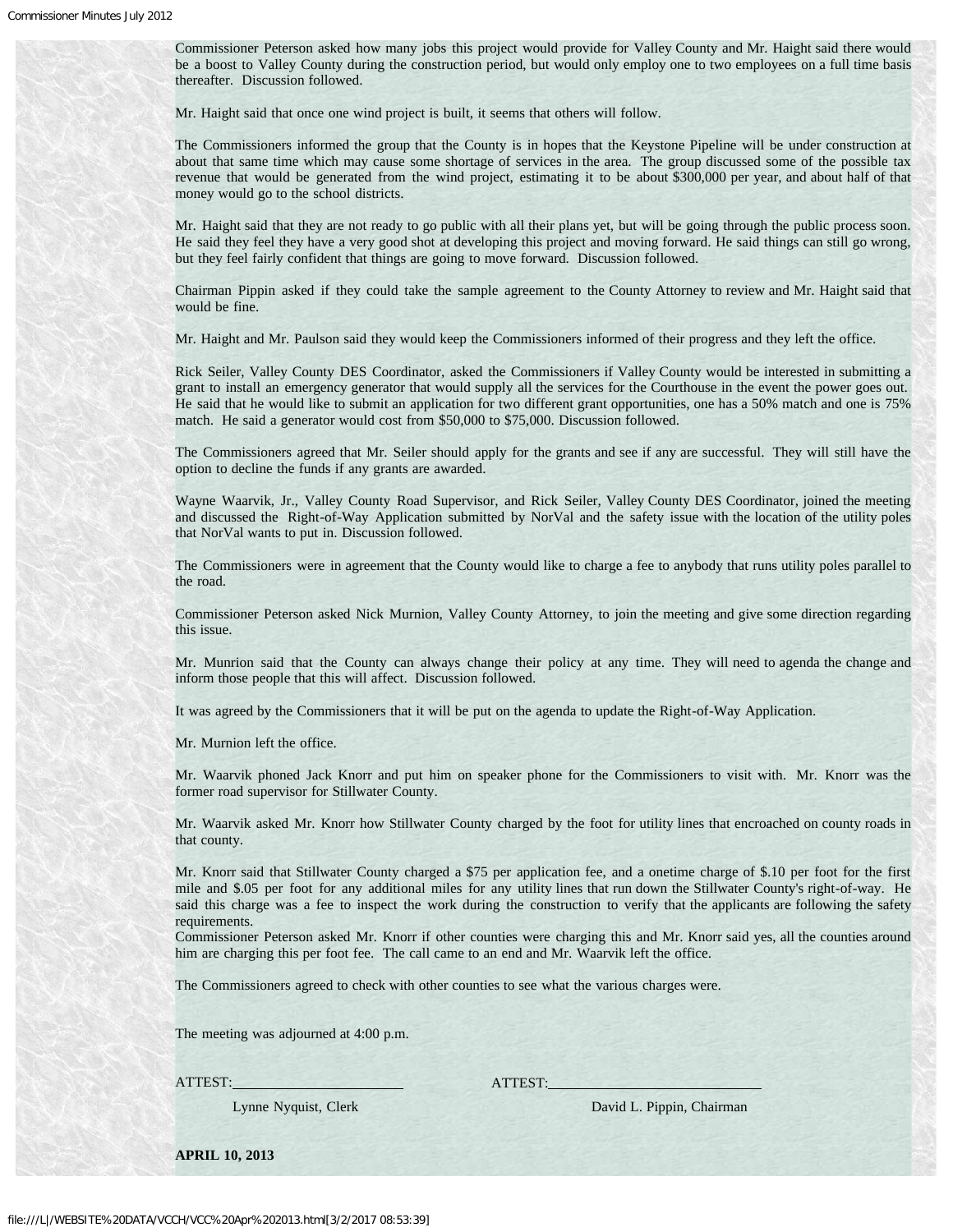Commissioner Peterson asked how many jobs this project would provide for Valley County and Mr. Haight said there would be a boost to Valley County during the construction period, but would only employ one to two employees on a full time basis thereafter. Discussion followed.

Mr. Haight said that once one wind project is built, it seems that others will follow.

The Commissioners informed the group that the County is in hopes that the Keystone Pipeline will be under construction at about that same time which may cause some shortage of services in the area. The group discussed some of the possible tax revenue that would be generated from the wind project, estimating it to be about $300,000 per year, and about half of that money would go to the school districts.

Mr. Haight said that they are not ready to go public with all their plans yet, but will be going through the public process soon. He said they feel they have a very good shot at developing this project and moving forward. He said things can still go wrong, but they feel fairly confident that things are going to move forward. Discussion followed.

Chairman Pippin asked if they could take the sample agreement to the County Attorney to review and Mr. Haight said that would be fine.

Mr. Haight and Mr. Paulson said they would keep the Commissioners informed of their progress and they left the office.

Rick Seiler, Valley County DES Coordinator, asked the Commissioners if Valley County would be interested in submitting a grant to install an emergency generator that would supply all the services for the Courthouse in the event the power goes out. He said that he would like to submit an application for two different grant opportunities, one has a 50% match and one is 75% match. He said a generator would cost from $50,000 to $75,000. Discussion followed.

The Commissioners agreed that Mr. Seiler should apply for the grants and see if any are successful. They will still have the option to decline the funds if any grants are awarded.

Wayne Waarvik, Jr., Valley County Road Supervisor, and Rick Seiler, Valley County DES Coordinator, joined the meeting and discussed the Right-of-Way Application submitted by NorVal and the safety issue with the location of the utility poles that NorVal wants to put in. Discussion followed.

The Commissioners were in agreement that the County would like to charge a fee to anybody that runs utility poles parallel to the road.

Commissioner Peterson asked Nick Murnion, Valley County Attorney, to join the meeting and give some direction regarding this issue.

Mr. Munrion said that the County can always change their policy at any time. They will need to agenda the change and inform those people that this will affect. Discussion followed.

It was agreed by the Commissioners that it will be put on the agenda to update the Right-of-Way Application.

Mr. Murnion left the office.

Mr. Waarvik phoned Jack Knorr and put him on speaker phone for the Commissioners to visit with. Mr. Knorr was the former road supervisor for Stillwater County.

Mr. Waarvik asked Mr. Knorr how Stillwater County charged by the foot for utility lines that encroached on county roads in that county.

Mr. Knorr said that Stillwater County charged a $75 per application fee, and a onetime charge of $.10 per foot for the first mile and $.05 per foot for any additional miles for any utility lines that run down the Stillwater County's right-of-way. He said this charge was a fee to inspect the work during the construction to verify that the applicants are following the safety requirements.
Commissioner Peterson asked Mr. Knorr if other counties were charging this and Mr. Knorr said yes, all the counties around him are charging this per foot fee. The call came to an end and Mr. Waarvik left the office.

The Commissioners agreed to check with other counties to see what the various charges were.

The meeting was adjourned at 4:00 p.m.

ATTEST:________________________ ATTEST:____________________________

Lynne Nyquist, Clerk David L. Pippin, Chairman

**APRIL 10, 2013**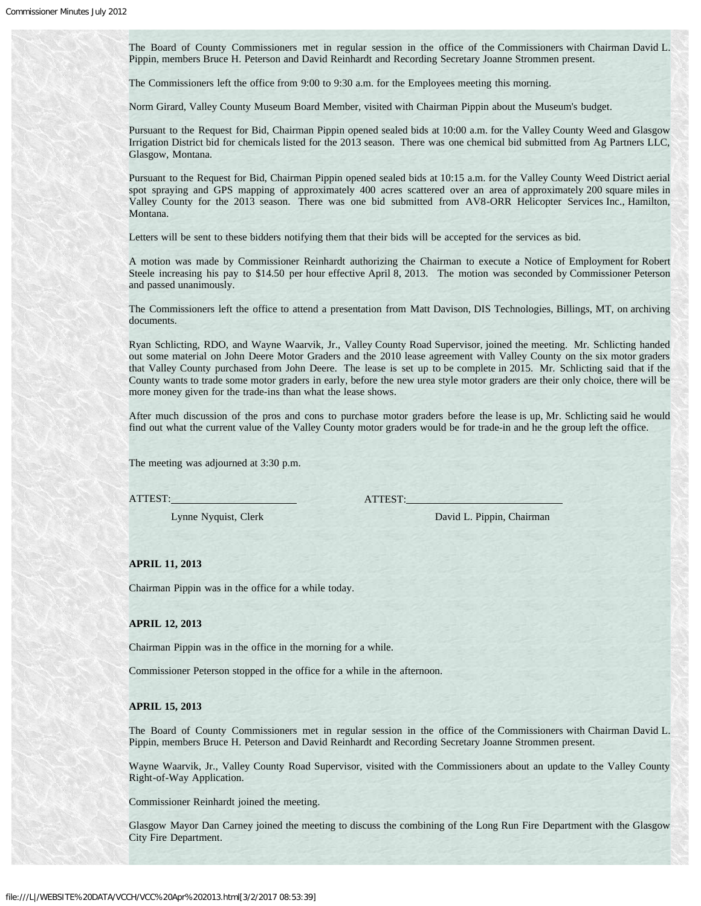The Board of County Commissioners met in regular session in the office of the Commissioners with Chairman David L. Pippin, members Bruce H. Peterson and David Reinhardt and Recording Secretary Joanne Strommen present.

The Commissioners left the office from 9:00 to 9:30 a.m. for the Employees meeting this morning.

Norm Girard, Valley County Museum Board Member, visited with Chairman Pippin about the Museum's budget.

Pursuant to the Request for Bid, Chairman Pippin opened sealed bids at 10:00 a.m. for the Valley County Weed and Glasgow Irrigation District bid for chemicals listed for the 2013 season. There was one chemical bid submitted from Ag Partners LLC, Glasgow, Montana.

Pursuant to the Request for Bid, Chairman Pippin opened sealed bids at 10:15 a.m. for the Valley County Weed District aerial spot spraying and GPS mapping of approximately 400 acres scattered over an area of approximately 200 square miles in Valley County for the 2013 season. There was one bid submitted from AV8-ORR Helicopter Services Inc., Hamilton, Montana.

Letters will be sent to these bidders notifying them that their bids will be accepted for the services as bid.

A motion was made by Commissioner Reinhardt authorizing the Chairman to execute a Notice of Employment for Robert Steele increasing his pay to $14.50 per hour effective April 8, 2013. The motion was seconded by Commissioner Peterson and passed unanimously.

The Commissioners left the office to attend a presentation from Matt Davison, DIS Technologies, Billings, MT, on archiving documents.

Ryan Schlicting, RDO, and Wayne Waarvik, Jr., Valley County Road Supervisor, joined the meeting. Mr. Schlicting handed out some material on John Deere Motor Graders and the 2010 lease agreement with Valley County on the six motor graders that Valley County purchased from John Deere. The lease is set up to be complete in 2015. Mr. Schlicting said that if the County wants to trade some motor graders in early, before the new urea style motor graders are their only choice, there will be more money given for the trade-ins than what the lease shows.

After much discussion of the pros and cons to purchase motor graders before the lease is up, Mr. Schlicting said he would find out what the current value of the Valley County motor graders would be for trade-in and he the group left the office.

The meeting was adjourned at 3:30 p.m.

ATTEST:\_\_\_\_\_\_\_\_\_\_\_\_\_\_\_\_\_\_\_\_ ATTEST:\_\_\_\_\_\_\_\_\_\_\_\_\_\_\_\_\_\_\_\_

Lynne Nyquist, Clerk David L. Pippin, Chairman

**APRIL 11, 2013**

Chairman Pippin was in the office for a while today.

**APRIL 12, 2013**

Chairman Pippin was in the office in the morning for a while.

Commissioner Peterson stopped in the office for a while in the afternoon.

**APRIL 15, 2013**

The Board of County Commissioners met in regular session in the office of the Commissioners with Chairman David L. Pippin, members Bruce H. Peterson and David Reinhardt and Recording Secretary Joanne Strommen present.

Wayne Waarvik, Jr., Valley County Road Supervisor, visited with the Commissioners about an update to the Valley County Right-of-Way Application.

Commissioner Reinhardt joined the meeting.

Glasgow Mayor Dan Carney joined the meeting to discuss the combining of the Long Run Fire Department with the Glasgow City Fire Department.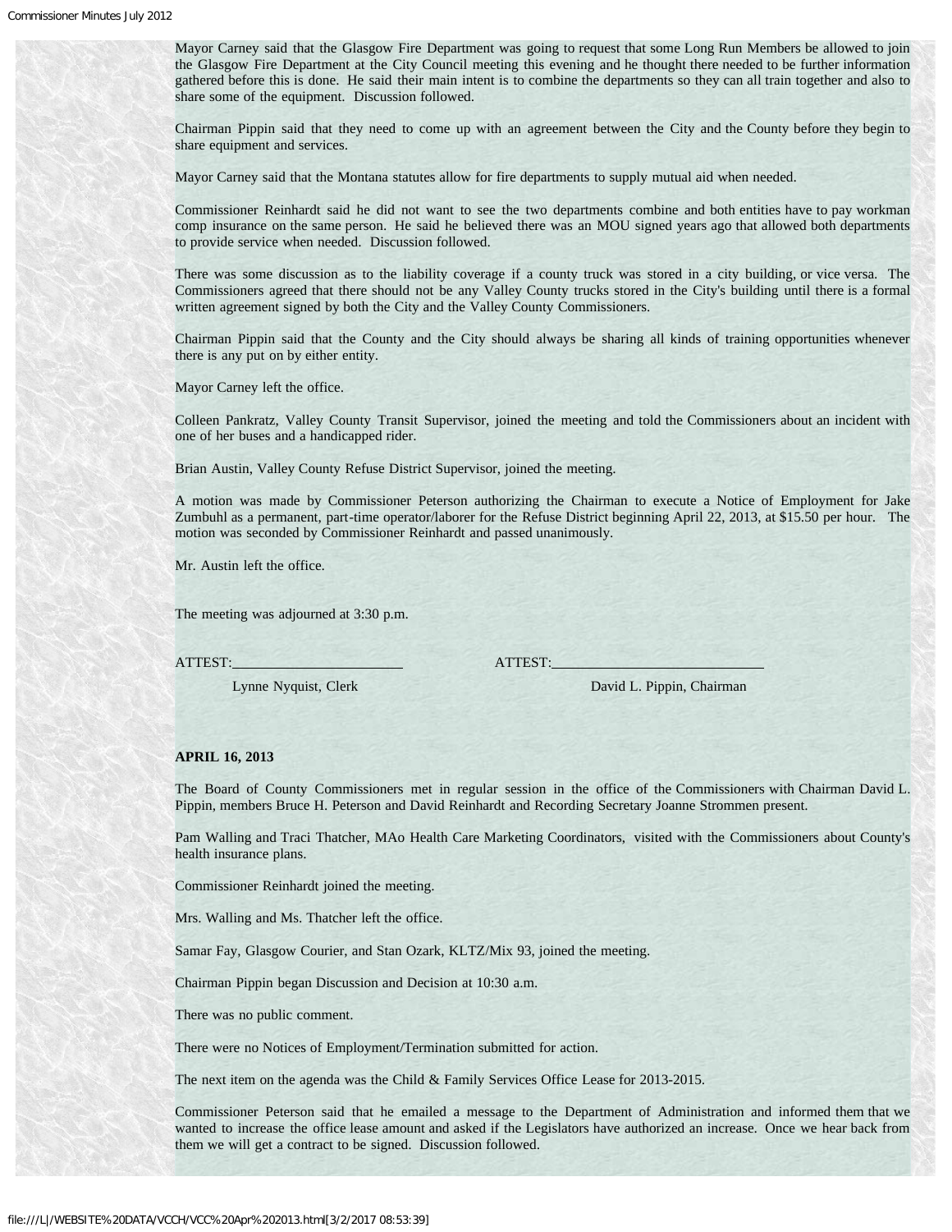Mayor Carney said that the Glasgow Fire Department was going to request that some Long Run Members be allowed to join the Glasgow Fire Department at the City Council meeting this evening and he thought there needed to be further information gathered before this is done. He said their main intent is to combine the departments so they can all train together and also to share some of the equipment. Discussion followed.

Chairman Pippin said that they need to come up with an agreement between the City and the County before they begin to share equipment and services.

Mayor Carney said that the Montana statutes allow for fire departments to supply mutual aid when needed.

Commissioner Reinhardt said he did not want to see the two departments combine and both entities have to pay workman comp insurance on the same person. He said he believed there was an MOU signed years ago that allowed both departments to provide service when needed. Discussion followed.

There was some discussion as to the liability coverage if a county truck was stored in a city building, or vice versa. The Commissioners agreed that there should not be any Valley County trucks stored in the City's building until there is a formal written agreement signed by both the City and the Valley County Commissioners.

Chairman Pippin said that the County and the City should always be sharing all kinds of training opportunities whenever there is any put on by either entity.

Mayor Carney left the office.

Colleen Pankratz, Valley County Transit Supervisor, joined the meeting and told the Commissioners about an incident with one of her buses and a handicapped rider.

Brian Austin, Valley County Refuse District Supervisor, joined the meeting.

A motion was made by Commissioner Peterson authorizing the Chairman to execute a Notice of Employment for Jake Zumbuhl as a permanent, part-time operator/laborer for the Refuse District beginning April 22, 2013, at $15.50 per hour. The motion was seconded by Commissioner Reinhardt and passed unanimously.

Mr. Austin left the office.

The meeting was adjourned at 3:30 p.m.

ATTEST:______________________ ATTEST:____________________________

Lynne Nyquist, Clerk David L. Pippin, Chairman

**APRIL 16, 2013**

The Board of County Commissioners met in regular session in the office of the Commissioners with Chairman David L. Pippin, members Bruce H. Peterson and David Reinhardt and Recording Secretary Joanne Strommen present.

Pam Walling and Traci Thatcher, MAo Health Care Marketing Coordinators, visited with the Commissioners about County's health insurance plans.

Commissioner Reinhardt joined the meeting.

Mrs. Walling and Ms. Thatcher left the office.

Samar Fay, Glasgow Courier, and Stan Ozark, KLTZ/Mix 93, joined the meeting.

Chairman Pippin began Discussion and Decision at 10:30 a.m.

There was no public comment.

There were no Notices of Employment/Termination submitted for action.

The next item on the agenda was the Child & Family Services Office Lease for 2013-2015.

Commissioner Peterson said that he emailed a message to the Department of Administration and informed them that we wanted to increase the office lease amount and asked if the Legislators have authorized an increase. Once we hear back from them we will get a contract to be signed. Discussion followed.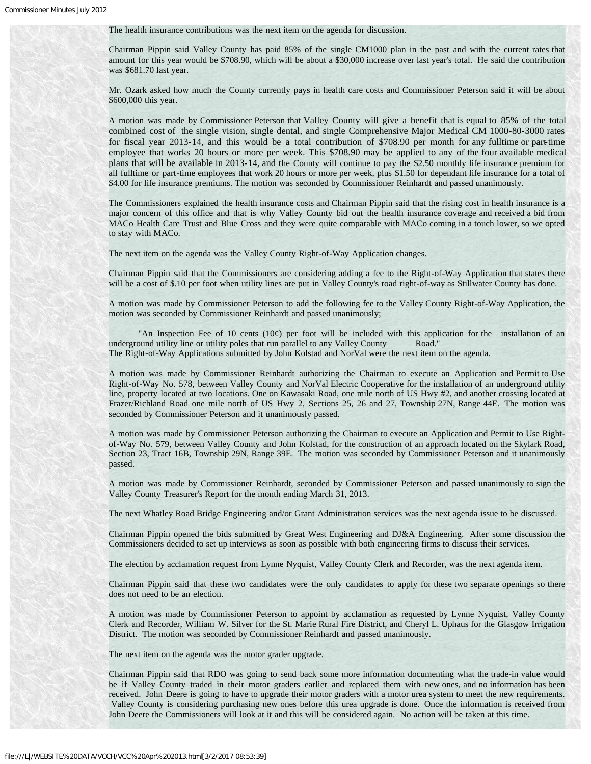The health insurance contributions was the next item on the agenda for discussion.

Chairman Pippin said Valley County has paid 85% of the single CM1000 plan in the past and with the current rates that amount for this year would be $708.90, which will be about a $30,000 increase over last year's total. He said the contribution was $681.70 last year.

Mr. Ozark asked how much the County currently pays in health care costs and Commissioner Peterson said it will be about $600,000 this year.

A motion was made by Commissioner Peterson that Valley County will give a benefit that is equal to 85% of the total combined cost of the single vision, single dental, and single Comprehensive Major Medical CM 1000-80-3000 rates for fiscal year 2013-14, and this would be a total contribution of $708.90 per month for any fulltime or part-time employee that works 20 hours or more per week. This $708.90 may be applied to any of the four available medical plans that will be available in 2013-14, and the County will continue to pay the $2.50 monthly life insurance premium for all fulltime or part-time employees that work 20 hours or more per week, plus $1.50 for dependant life insurance for a total of $4.00 for life insurance premiums. The motion was seconded by Commissioner Reinhardt and passed unanimously.

The Commissioners explained the health insurance costs and Chairman Pippin said that the rising cost in health insurance is a major concern of this office and that is why Valley County bid out the health insurance coverage and received a bid from MACo Health Care Trust and Blue Cross and they were quite comparable with MACo coming in a touch lower, so we opted to stay with MACo.

The next item on the agenda was the Valley County Right-of-Way Application changes.

Chairman Pippin said that the Commissioners are considering adding a fee to the Right-of-Way Application that states there will be a cost of $.10 per foot when utility lines are put in Valley County's road right-of-way as Stillwater County has done.

A motion was made by Commissioner Peterson to add the following fee to the Valley County Right-of-Way Application, the motion was seconded by Commissioner Reinhardt and passed unanimously;

"An Inspection Fee of 10 cents (10¢) per foot will be included with this application for the installation of an underground utility line or utility poles that run parallel to any Valley County Road."

The Right-of-Way Applications submitted by John Kolstad and NorVal were the next item on the agenda.

A motion was made by Commissioner Reinhardt authorizing the Chairman to execute an Application and Permit to Use Right-of-Way No. 578, between Valley County and NorVal Electric Cooperative for the installation of an underground utility line, property located at two locations. One on Kawasaki Road, one mile north of US Hwy #2, and another crossing located at Frazer/Richland Road one mile north of US Hwy 2, Sections 25, 26 and 27, Township 27N, Range 44E. The motion was seconded by Commissioner Peterson and it unanimously passed.

A motion was made by Commissioner Peterson authorizing the Chairman to execute an Application and Permit to Use Right-of-Way No. 579, between Valley County and John Kolstad, for the construction of an approach located on the Skylark Road, Section 23, Tract 16B, Township 29N, Range 39E. The motion was seconded by Commissioner Peterson and it unanimously passed.

A motion was made by Commissioner Reinhardt, seconded by Commissioner Peterson and passed unanimously to sign the Valley County Treasurer's Report for the month ending March 31, 2013.

The next Whatley Road Bridge Engineering and/or Grant Administration services was the next agenda issue to be discussed.

Chairman Pippin opened the bids submitted by Great West Engineering and DJ&A Engineering. After some discussion the Commissioners decided to set up interviews as soon as possible with both engineering firms to discuss their services.

The election by acclamation request from Lynne Nyquist, Valley County Clerk and Recorder, was the next agenda item.

Chairman Pippin said that these two candidates were the only candidates to apply for these two separate openings so there does not need to be an election.

A motion was made by Commissioner Peterson to appoint by acclamation as requested by Lynne Nyquist, Valley County Clerk and Recorder, William W. Silver for the St. Marie Rural Fire District, and Cheryl L. Uphaus for the Glasgow Irrigation District. The motion was seconded by Commissioner Reinhardt and passed unanimously.

The next item on the agenda was the motor grader upgrade.

Chairman Pippin said that RDO was going to send back some more information documenting what the trade-in value would be if Valley County traded in their motor graders earlier and replaced them with new ones, and no information has been received. John Deere is going to have to upgrade their motor graders with a motor urea system to meet the new requirements. Valley County is considering purchasing new ones before this urea upgrade is done. Once the information is received from John Deere the Commissioners will look at it and this will be considered again. No action will be taken at this time.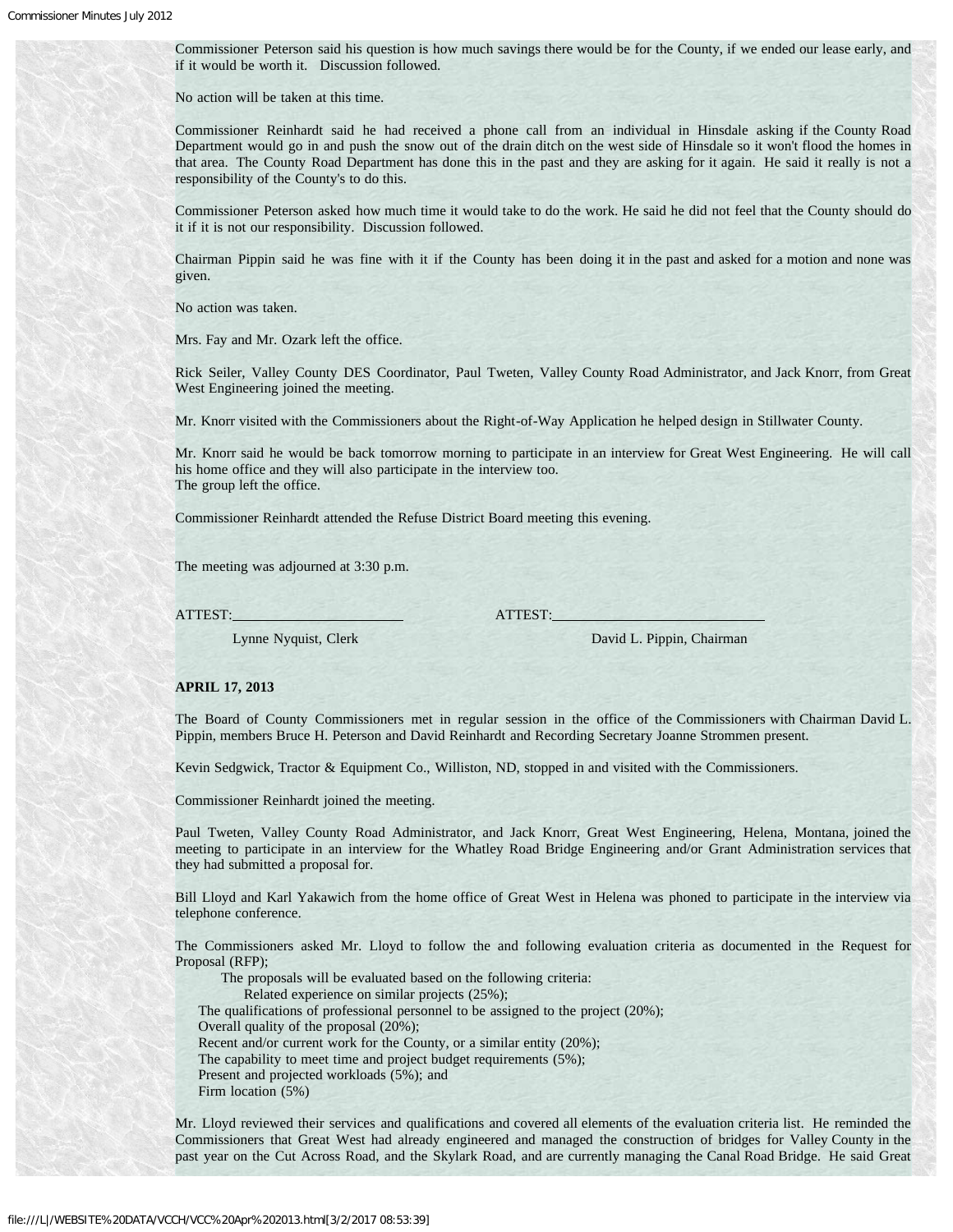Commissioner Peterson said his question is how much savings there would be for the County, if we ended our lease early, and if it would be worth it. Discussion followed.

No action will be taken at this time.

Commissioner Reinhardt said he had received a phone call from an individual in Hinsdale asking if the County Road Department would go in and push the snow out of the drain ditch on the west side of Hinsdale so it won't flood the homes in that area. The County Road Department has done this in the past and they are asking for it again. He said it really is not a responsibility of the County's to do this.

Commissioner Peterson asked how much time it would take to do the work. He said he did not feel that the County should do it if it is not our responsibility. Discussion followed.

Chairman Pippin said he was fine with it if the County has been doing it in the past and asked for a motion and none was given.

No action was taken.

Mrs. Fay and Mr. Ozark left the office.

Rick Seiler, Valley County DES Coordinator, Paul Tweten, Valley County Road Administrator, and Jack Knorr, from Great West Engineering joined the meeting.

Mr. Knorr visited with the Commissioners about the Right-of-Way Application he helped design in Stillwater County.

Mr. Knorr said he would be back tomorrow morning to participate in an interview for Great West Engineering. He will call his home office and they will also participate in the interview too.
The group left the office.

Commissioner Reinhardt attended the Refuse District Board meeting this evening.

The meeting was adjourned at 3:30 p.m.

ATTEST:______________________ ATTEST:__________________________

Lynne Nyquist, Clerk David L. Pippin, Chairman

**APRIL 17, 2013**

The Board of County Commissioners met in regular session in the office of the Commissioners with Chairman David L. Pippin, members Bruce H. Peterson and David Reinhardt and Recording Secretary Joanne Strommen present.

Kevin Sedgwick, Tractor & Equipment Co., Williston, ND, stopped in and visited with the Commissioners.

Commissioner Reinhardt joined the meeting.

Paul Tweten, Valley County Road Administrator, and Jack Knorr, Great West Engineering, Helena, Montana, joined the meeting to participate in an interview for the Whatley Road Bridge Engineering and/or Grant Administration services that they had submitted a proposal for.

Bill Lloyd and Karl Yakawich from the home office of Great West in Helena was phoned to participate in the interview via telephone conference.

The Commissioners asked Mr. Lloyd to follow the and following evaluation criteria as documented in the Request for Proposal (RFP);

The proposals will be evaluated based on the following criteria:
- Related experience on similar projects (25%);
- The qualifications of professional personnel to be assigned to the project (20%);
- Overall quality of the proposal (20%);
- Recent and/or current work for the County, or a similar entity (20%);
- The capability to meet time and project budget requirements (5%);
- Present and projected workloads (5%); and
- Firm location (5%)

Mr. Lloyd reviewed their services and qualifications and covered all elements of the evaluation criteria list. He reminded the Commissioners that Great West had already engineered and managed the construction of bridges for Valley County in the past year on the Cut Across Road, and the Skylark Road, and are currently managing the Canal Road Bridge. He said Great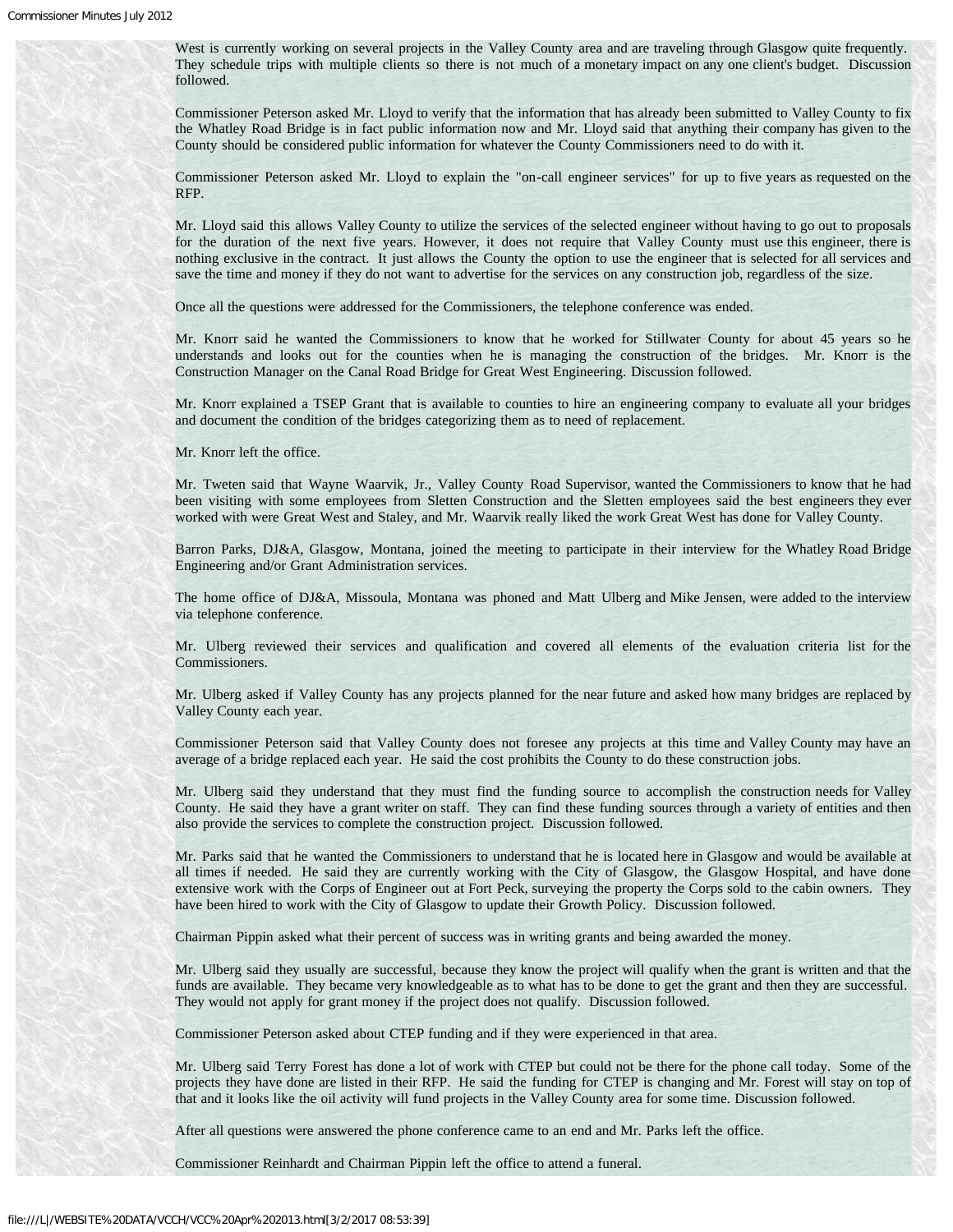West is currently working on several projects in the Valley County area and are traveling through Glasgow quite frequently. They schedule trips with multiple clients so there is not much of a monetary impact on any one client's budget. Discussion followed.

Commissioner Peterson asked Mr. Lloyd to verify that the information that has already been submitted to Valley County to fix the Whatley Road Bridge is in fact public information now and Mr. Lloyd said that anything their company has given to the County should be considered public information for whatever the County Commissioners need to do with it.

Commissioner Peterson asked Mr. Lloyd to explain the "on-call engineer services" for up to five years as requested on the RFP.

Mr. Lloyd said this allows Valley County to utilize the services of the selected engineer without having to go out to proposals for the duration of the next five years. However, it does not require that Valley County must use this engineer, there is nothing exclusive in the contract. It just allows the County the option to use the engineer that is selected for all services and save the time and money if they do not want to advertise for the services on any construction job, regardless of the size.

Once all the questions were addressed for the Commissioners, the telephone conference was ended.

Mr. Knorr said he wanted the Commissioners to know that he worked for Stillwater County for about 45 years so he understands and looks out for the counties when he is managing the construction of the bridges. Mr. Knorr is the Construction Manager on the Canal Road Bridge for Great West Engineering. Discussion followed.

Mr. Knorr explained a TSEP Grant that is available to counties to hire an engineering company to evaluate all your bridges and document the condition of the bridges categorizing them as to need of replacement.

Mr. Knorr left the office.

Mr. Tweten said that Wayne Waarvik, Jr., Valley County Road Supervisor, wanted the Commissioners to know that he had been visiting with some employees from Sletten Construction and the Sletten employees said the best engineers they ever worked with were Great West and Staley, and Mr. Waarvik really liked the work Great West has done for Valley County.

Barron Parks, DJ&A, Glasgow, Montana, joined the meeting to participate in their interview for the Whatley Road Bridge Engineering and/or Grant Administration services.

The home office of DJ&A, Missoula, Montana was phoned and Matt Ulberg and Mike Jensen, were added to the interview via telephone conference.

Mr. Ulberg reviewed their services and qualification and covered all elements of the evaluation criteria list for the Commissioners.

Mr. Ulberg asked if Valley County has any projects planned for the near future and asked how many bridges are replaced by Valley County each year.

Commissioner Peterson said that Valley County does not foresee any projects at this time and Valley County may have an average of a bridge replaced each year. He said the cost prohibits the County to do these construction jobs.

Mr. Ulberg said they understand that they must find the funding source to accomplish the construction needs for Valley County. He said they have a grant writer on staff. They can find these funding sources through a variety of entities and then also provide the services to complete the construction project. Discussion followed.

Mr. Parks said that he wanted the Commissioners to understand that he is located here in Glasgow and would be available at all times if needed. He said they are currently working with the City of Glasgow, the Glasgow Hospital, and have done extensive work with the Corps of Engineer out at Fort Peck, surveying the property the Corps sold to the cabin owners. They have been hired to work with the City of Glasgow to update their Growth Policy. Discussion followed.

Chairman Pippin asked what their percent of success was in writing grants and being awarded the money.

Mr. Ulberg said they usually are successful, because they know the project will qualify when the grant is written and that the funds are available. They became very knowledgeable as to what has to be done to get the grant and then they are successful. They would not apply for grant money if the project does not qualify. Discussion followed.

Commissioner Peterson asked about CTEP funding and if they were experienced in that area.

Mr. Ulberg said Terry Forest has done a lot of work with CTEP but could not be there for the phone call today. Some of the projects they have done are listed in their RFP. He said the funding for CTEP is changing and Mr. Forest will stay on top of that and it looks like the oil activity will fund projects in the Valley County area for some time. Discussion followed.

After all questions were answered the phone conference came to an end and Mr. Parks left the office.

Commissioner Reinhardt and Chairman Pippin left the office to attend a funeral.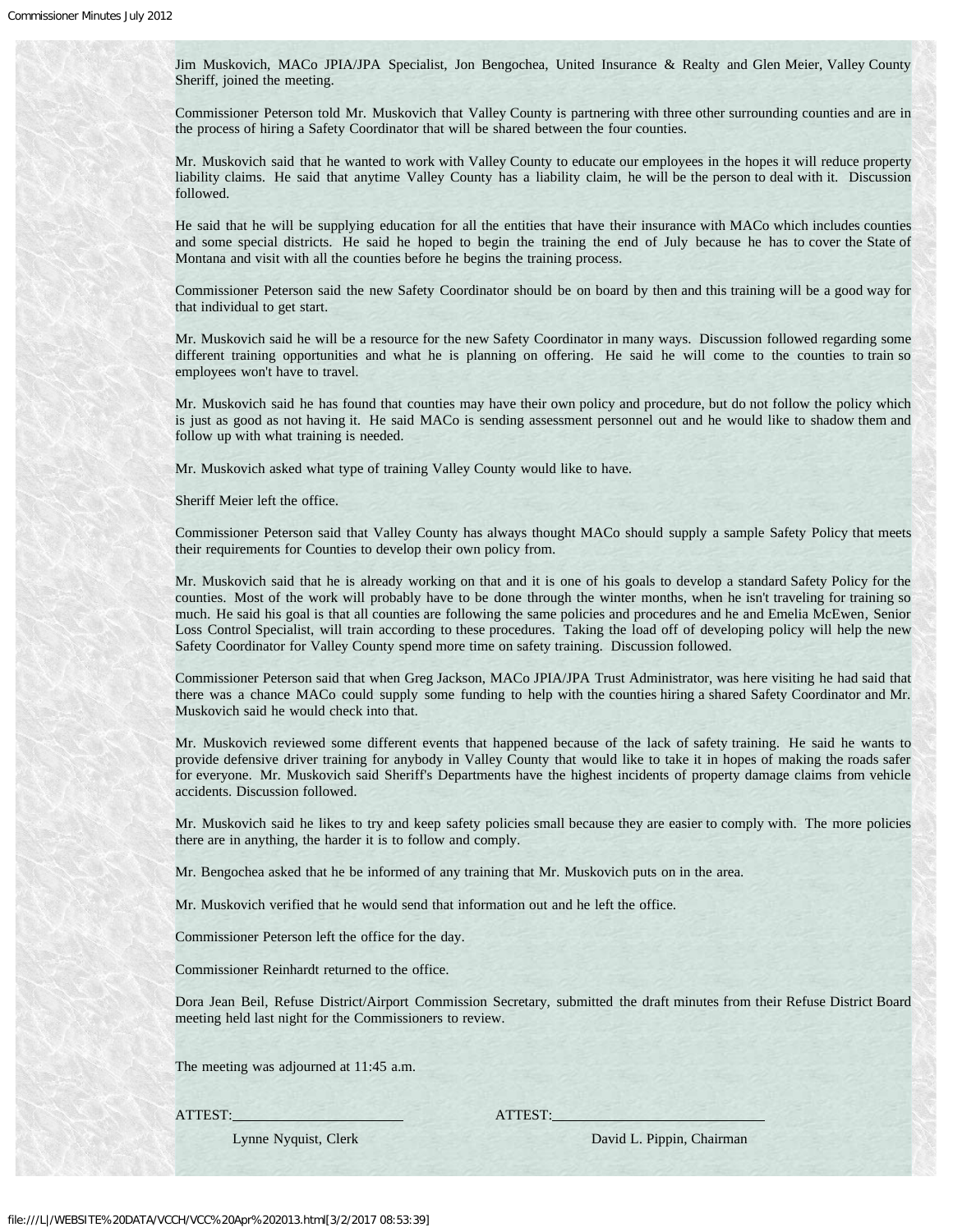Jim Muskovich, MACo JPIA/JPA Specialist, Jon Bengochea, United Insurance & Realty and Glen Meier, Valley County Sheriff, joined the meeting.

Commissioner Peterson told Mr. Muskovich that Valley County is partnering with three other surrounding counties and are in the process of hiring a Safety Coordinator that will be shared between the four counties.

Mr. Muskovich said that he wanted to work with Valley County to educate our employees in the hopes it will reduce property liability claims. He said that anytime Valley County has a liability claim, he will be the person to deal with it. Discussion followed.

He said that he will be supplying education for all the entities that have their insurance with MACo which includes counties and some special districts. He said he hoped to begin the training the end of July because he has to cover the State of Montana and visit with all the counties before he begins the training process.

Commissioner Peterson said the new Safety Coordinator should be on board by then and this training will be a good way for that individual to get start.

Mr. Muskovich said he will be a resource for the new Safety Coordinator in many ways. Discussion followed regarding some different training opportunities and what he is planning on offering. He said he will come to the counties to train so employees won't have to travel.

Mr. Muskovich said he has found that counties may have their own policy and procedure, but do not follow the policy which is just as good as not having it. He said MACo is sending assessment personnel out and he would like to shadow them and follow up with what training is needed.

Mr. Muskovich asked what type of training Valley County would like to have.

Sheriff Meier left the office.

Commissioner Peterson said that Valley County has always thought MACo should supply a sample Safety Policy that meets their requirements for Counties to develop their own policy from.

Mr. Muskovich said that he is already working on that and it is one of his goals to develop a standard Safety Policy for the counties. Most of the work will probably have to be done through the winter months, when he isn't traveling for training so much. He said his goal is that all counties are following the same policies and procedures and he and Emelia McEwen, Senior Loss Control Specialist, will train according to these procedures. Taking the load off of developing policy will help the new Safety Coordinator for Valley County spend more time on safety training. Discussion followed.

Commissioner Peterson said that when Greg Jackson, MACo JPIA/JPA Trust Administrator, was here visiting he had said that there was a chance MACo could supply some funding to help with the counties hiring a shared Safety Coordinator and Mr. Muskovich said he would check into that.

Mr. Muskovich reviewed some different events that happened because of the lack of safety training. He said he wants to provide defensive driver training for anybody in Valley County that would like to take it in hopes of making the roads safer for everyone. Mr. Muskovich said Sheriff's Departments have the highest incidents of property damage claims from vehicle accidents. Discussion followed.

Mr. Muskovich said he likes to try and keep safety policies small because they are easier to comply with. The more policies there are in anything, the harder it is to follow and comply.

Mr. Bengochea asked that he be informed of any training that Mr. Muskovich puts on in the area.

Mr. Muskovich verified that he would send that information out and he left the office.

Commissioner Peterson left the office for the day.

Commissioner Reinhardt returned to the office.

Dora Jean Beil, Refuse District/Airport Commission Secretary, submitted the draft minutes from their Refuse District Board meeting held last night for the Commissioners to review.

The meeting was adjourned at 11:45 a.m.

ATTEST:\_\_\_\_\_\_\_\_\_\_\_\_\_\_\_\_\_\_\_\_ ATTEST:\_\_\_\_\_\_\_\_\_\_\_\_\_\_\_\_\_\_\_\_

Lynne Nyquist, Clerk David L. Pippin, Chairman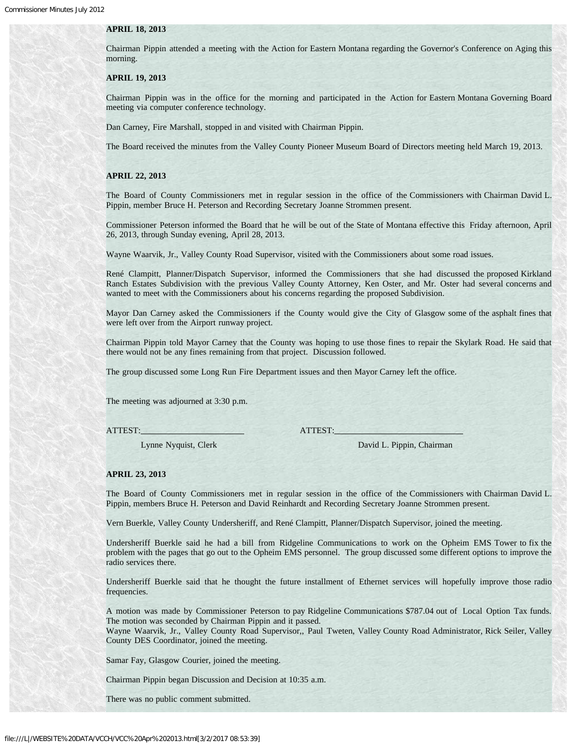**APRIL 18, 2013**

Chairman Pippin attended a meeting with the Action for Eastern Montana regarding the Governor's Conference on Aging this morning.

**APRIL 19, 2013**

Chairman Pippin was in the office for the morning and participated in the Action for Eastern Montana Governing Board meeting via computer conference technology.

Dan Carney, Fire Marshall, stopped in and visited with Chairman Pippin.

The Board received the minutes from the Valley County Pioneer Museum Board of Directors meeting held March 19, 2013.

**APRIL 22, 2013**

The Board of County Commissioners met in regular session in the office of the Commissioners with Chairman David L. Pippin, member Bruce H. Peterson and Recording Secretary Joanne Strommen present.

Commissioner Peterson informed the Board that he will be out of the State of Montana effective this Friday afternoon, April 26, 2013, through Sunday evening, April 28, 2013.

Wayne Waarvik, Jr., Valley County Road Supervisor, visited with the Commissioners about some road issues.

René Clampitt, Planner/Dispatch Supervisor, informed the Commissioners that she had discussed the proposed Kirkland Ranch Estates Subdivision with the previous Valley County Attorney, Ken Oster, and Mr. Oster had several concerns and wanted to meet with the Commissioners about his concerns regarding the proposed Subdivision.

Mayor Dan Carney asked the Commissioners if the County would give the City of Glasgow some of the asphalt fines that were left over from the Airport runway project.

Chairman Pippin told Mayor Carney that the County was hoping to use those fines to repair the Skylark Road. He said that there would not be any fines remaining from that project. Discussion followed.

The group discussed some Long Run Fire Department issues and then Mayor Carney left the office.

The meeting was adjourned at 3:30 p.m.

ATTEST:\_\_\_\_\_\_\_\_\_\_\_\_\_\_\_\_\_\_\_\_ ATTEST:\_\_\_\_\_\_\_\_\_\_\_\_\_\_\_\_\_\_\_\_

Lynne Nyquist, Clerk David L. Pippin, Chairman

**APRIL 23, 2013**

The Board of County Commissioners met in regular session in the office of the Commissioners with Chairman David L. Pippin, members Bruce H. Peterson and David Reinhardt and Recording Secretary Joanne Strommen present.

Vern Buerkle, Valley County Undersheriff, and René Clampitt, Planner/Dispatch Supervisor, joined the meeting.

Undersheriff Buerkle said he had a bill from Ridgeline Communications to work on the Opheim EMS Tower to fix the problem with the pages that go out to the Opheim EMS personnel. The group discussed some different options to improve the radio services there.

Undersheriff Buerkle said that he thought the future installment of Ethernet services will hopefully improve those radio frequencies.

A motion was made by Commissioner Peterson to pay Ridgeline Communications $787.04 out of Local Option Tax funds. The motion was seconded by Chairman Pippin and it passed.
Wayne Waarvik, Jr., Valley County Road Supervisor,, Paul Tweten, Valley County Road Administrator, Rick Seiler, Valley County DES Coordinator, joined the meeting.

Samar Fay, Glasgow Courier, joined the meeting.

Chairman Pippin began Discussion and Decision at 10:35 a.m.

There was no public comment submitted.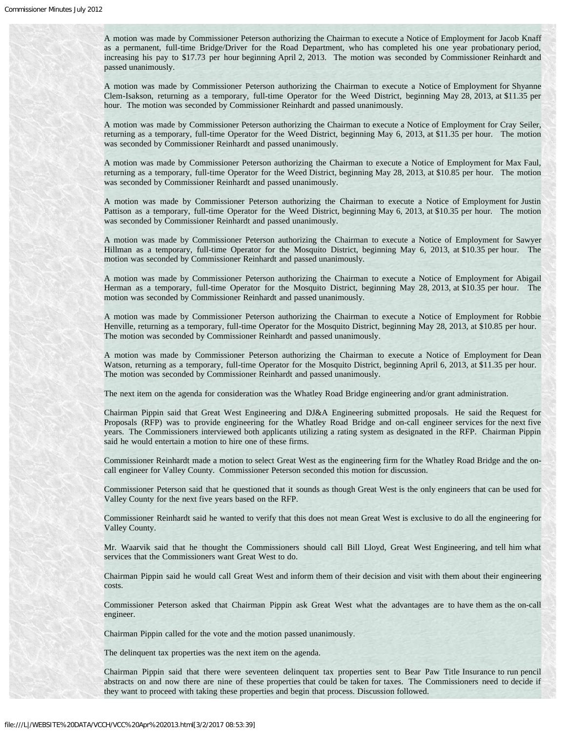A motion was made by Commissioner Peterson authorizing the Chairman to execute a Notice of Employment for Jacob Knaff as a permanent, full-time Bridge/Driver for the Road Department, who has completed his one year probationary period, increasing his pay to $17.73 per hour beginning April 2, 2013. The motion was seconded by Commissioner Reinhardt and passed unanimously.

A motion was made by Commissioner Peterson authorizing the Chairman to execute a Notice of Employment for Shyanne Clem-Isakson, returning as a temporary, full-time Operator for the Weed District, beginning May 28, 2013, at $11.35 per hour. The motion was seconded by Commissioner Reinhardt and passed unanimously.

A motion was made by Commissioner Peterson authorizing the Chairman to execute a Notice of Employment for Cray Seiler, returning as a temporary, full-time Operator for the Weed District, beginning May 6, 2013, at $11.35 per hour. The motion was seconded by Commissioner Reinhardt and passed unanimously.

A motion was made by Commissioner Peterson authorizing the Chairman to execute a Notice of Employment for Max Faul, returning as a temporary, full-time Operator for the Weed District, beginning May 28, 2013, at $10.85 per hour. The motion was seconded by Commissioner Reinhardt and passed unanimously.

A motion was made by Commissioner Peterson authorizing the Chairman to execute a Notice of Employment for Justin Pattison as a temporary, full-time Operator for the Weed District, beginning May 6, 2013, at $10.35 per hour. The motion was seconded by Commissioner Reinhardt and passed unanimously.

A motion was made by Commissioner Peterson authorizing the Chairman to execute a Notice of Employment for Sawyer Hillman as a temporary, full-time Operator for the Mosquito District, beginning May 6, 2013, at $10.35 per hour. The motion was seconded by Commissioner Reinhardt and passed unanimously.

A motion was made by Commissioner Peterson authorizing the Chairman to execute a Notice of Employment for Abigail Herman as a temporary, full-time Operator for the Mosquito District, beginning May 28, 2013, at $10.35 per hour. The motion was seconded by Commissioner Reinhardt and passed unanimously.

A motion was made by Commissioner Peterson authorizing the Chairman to execute a Notice of Employment for Robbie Henville, returning as a temporary, full-time Operator for the Mosquito District, beginning May 28, 2013, at $10.85 per hour. The motion was seconded by Commissioner Reinhardt and passed unanimously.

A motion was made by Commissioner Peterson authorizing the Chairman to execute a Notice of Employment for Dean Watson, returning as a temporary, full-time Operator for the Mosquito District, beginning April 6, 2013, at $11.35 per hour. The motion was seconded by Commissioner Reinhardt and passed unanimously.

The next item on the agenda for consideration was the Whatley Road Bridge engineering and/or grant administration.

Chairman Pippin said that Great West Engineering and DJ&A Engineering submitted proposals. He said the Request for Proposals (RFP) was to provide engineering for the Whatley Road Bridge and on-call engineer services for the next five years. The Commissioners interviewed both applicants utilizing a rating system as designated in the RFP. Chairman Pippin said he would entertain a motion to hire one of these firms.

Commissioner Reinhardt made a motion to select Great West as the engineering firm for the Whatley Road Bridge and the on-call engineer for Valley County. Commissioner Peterson seconded this motion for discussion.

Commissioner Peterson said that he questioned that it sounds as though Great West is the only engineers that can be used for Valley County for the next five years based on the RFP.

Commissioner Reinhardt said he wanted to verify that this does not mean Great West is exclusive to do all the engineering for Valley County.

Mr. Waarvik said that he thought the Commissioners should call Bill Lloyd, Great West Engineering, and tell him what services that the Commissioners want Great West to do.

Chairman Pippin said he would call Great West and inform them of their decision and visit with them about their engineering costs.

Commissioner Peterson asked that Chairman Pippin ask Great West what the advantages are to have them as the on-call engineer.

Chairman Pippin called for the vote and the motion passed unanimously.

The delinquent tax properties was the next item on the agenda.

Chairman Pippin said that there were seventeen delinquent tax properties sent to Bear Paw Title Insurance to run pencil abstracts on and now there are nine of these properties that could be taken for taxes. The Commissioners need to decide if they want to proceed with taking these properties and begin that process. Discussion followed.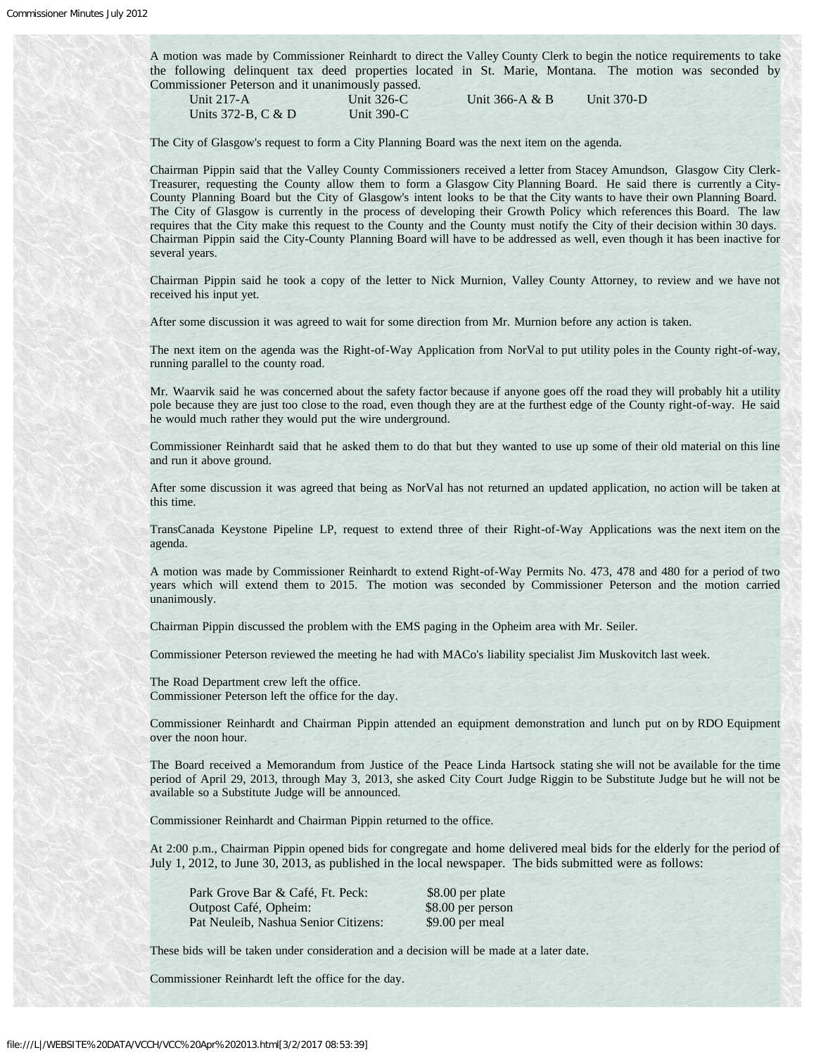A motion was made by Commissioner Reinhardt to direct the Valley County Clerk to begin the notice requirements to take the following delinquent tax deed properties located in St. Marie, Montana. The motion was seconded by Commissioner Peterson and it unanimously passed.

| | | | |
|---|---|---|---|
| Unit 217-A | Unit 326-C | Unit 366-A & B | Unit 370-D |
| Units 372-B, C & D | Unit 390-C | | |

The City of Glasgow's request to form a City Planning Board was the next item on the agenda.

Chairman Pippin said that the Valley County Commissioners received a letter from Stacey Amundson, Glasgow City Clerk-Treasurer, requesting the County allow them to form a Glasgow City Planning Board. He said there is currently a City-County Planning Board but the City of Glasgow's intent looks to be that the City wants to have their own Planning Board. The City of Glasgow is currently in the process of developing their Growth Policy which references this Board. The law requires that the City make this request to the County and the County must notify the City of their decision within 30 days. Chairman Pippin said the City-County Planning Board will have to be addressed as well, even though it has been inactive for several years.

Chairman Pippin said he took a copy of the letter to Nick Murnion, Valley County Attorney, to review and we have not received his input yet.

After some discussion it was agreed to wait for some direction from Mr. Murnion before any action is taken.

The next item on the agenda was the Right-of-Way Application from NorVal to put utility poles in the County right-of-way, running parallel to the county road.

Mr. Waarvik said he was concerned about the safety factor because if anyone goes off the road they will probably hit a utility pole because they are just too close to the road, even though they are at the furthest edge of the County right-of-way. He said he would much rather they would put the wire underground.

Commissioner Reinhardt said that he asked them to do that but they wanted to use up some of their old material on this line and run it above ground.

After some discussion it was agreed that being as NorVal has not returned an updated application, no action will be taken at this time.

TransCanada Keystone Pipeline LP, request to extend three of their Right-of-Way Applications was the next item on the agenda.

A motion was made by Commissioner Reinhardt to extend Right-of-Way Permits No. 473, 478 and 480 for a period of two years which will extend them to 2015. The motion was seconded by Commissioner Peterson and the motion carried unanimously.

Chairman Pippin discussed the problem with the EMS paging in the Opheim area with Mr. Seiler.

Commissioner Peterson reviewed the meeting he had with MACo's liability specialist Jim Muskovitch last week.

The Road Department crew left the office.
Commissioner Peterson left the office for the day.

Commissioner Reinhardt and Chairman Pippin attended an equipment demonstration and lunch put on by RDO Equipment over the noon hour.

The Board received a Memorandum from Justice of the Peace Linda Hartsock stating she will not be available for the time period of April 29, 2013, through May 3, 2013, she asked City Court Judge Riggin to be Substitute Judge but he will not be available so a Substitute Judge will be announced.

Commissioner Reinhardt and Chairman Pippin returned to the office.

At 2:00 p.m., Chairman Pippin opened bids for congregate and home delivered meal bids for the elderly for the period of July 1, 2012, to June 30, 2013, as published in the local newspaper. The bids submitted were as follows:

| | |
|---|---|
| Park Grove Bar & Café, Ft. Peck: | $8.00 per plate |
| Outpost Café, Opheim: | $8.00 per person |
| Pat Neuleib, Nashua Senior Citizens: | $9.00 per meal |

These bids will be taken under consideration and a decision will be made at a later date.

Commissioner Reinhardt left the office for the day.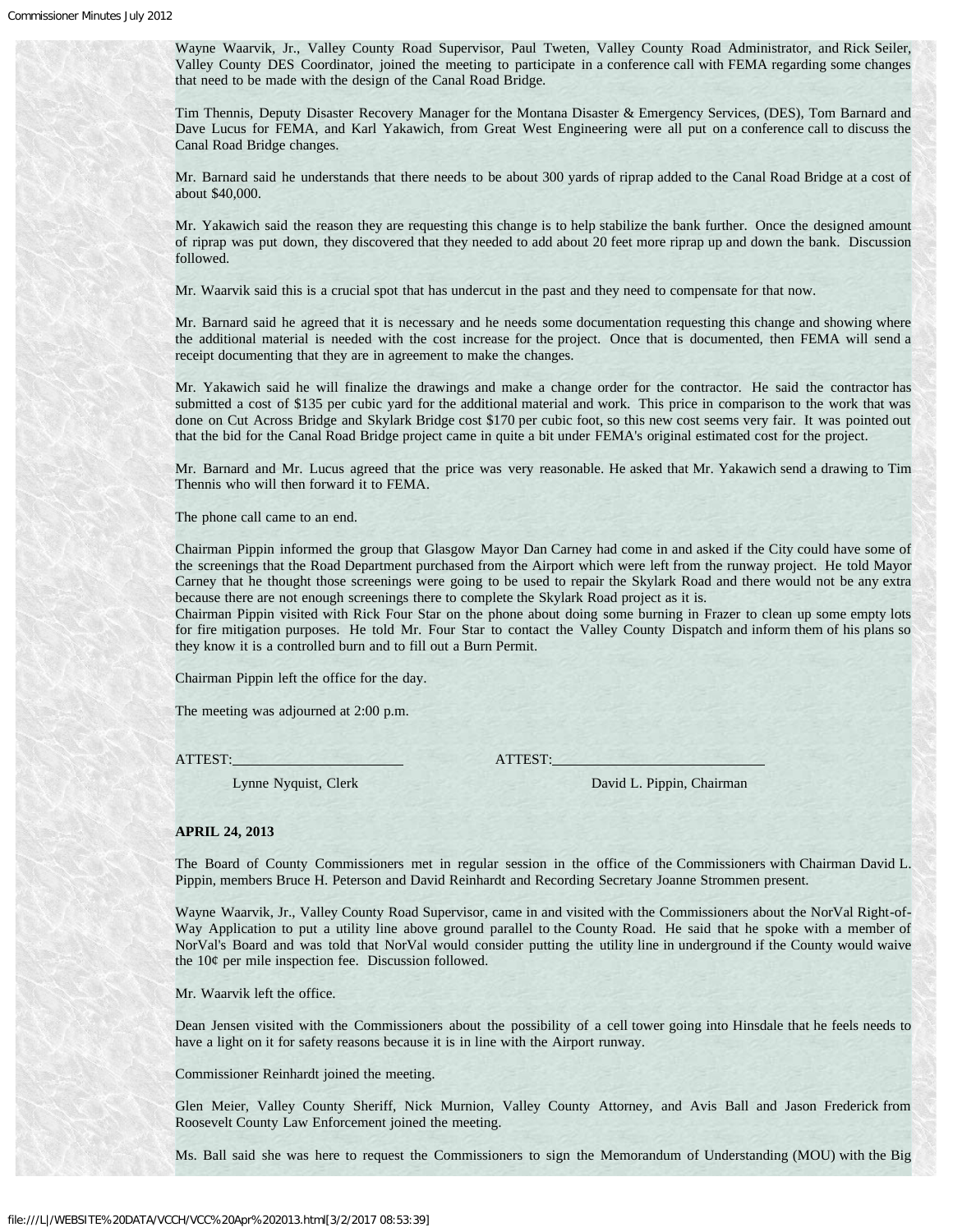Wayne Waarvik, Jr., Valley County Road Supervisor, Paul Tweten, Valley County Road Administrator, and Rick Seiler, Valley County DES Coordinator, joined the meeting to participate in a conference call with FEMA regarding some changes that need to be made with the design of the Canal Road Bridge.

Tim Thennis, Deputy Disaster Recovery Manager for the Montana Disaster & Emergency Services, (DES), Tom Barnard and Dave Lucus for FEMA, and Karl Yakawich, from Great West Engineering were all put on a conference call to discuss the Canal Road Bridge changes.

Mr. Barnard said he understands that there needs to be about 300 yards of riprap added to the Canal Road Bridge at a cost of about $40,000.

Mr. Yakawich said the reason they are requesting this change is to help stabilize the bank further. Once the designed amount of riprap was put down, they discovered that they needed to add about 20 feet more riprap up and down the bank. Discussion followed.

Mr. Waarvik said this is a crucial spot that has undercut in the past and they need to compensate for that now.

Mr. Barnard said he agreed that it is necessary and he needs some documentation requesting this change and showing where the additional material is needed with the cost increase for the project. Once that is documented, then FEMA will send a receipt documenting that they are in agreement to make the changes.

Mr. Yakawich said he will finalize the drawings and make a change order for the contractor. He said the contractor has submitted a cost of $135 per cubic yard for the additional material and work. This price in comparison to the work that was done on Cut Across Bridge and Skylark Bridge cost $170 per cubic foot, so this new cost seems very fair. It was pointed out that the bid for the Canal Road Bridge project came in quite a bit under FEMA's original estimated cost for the project.

Mr. Barnard and Mr. Lucus agreed that the price was very reasonable. He asked that Mr. Yakawich send a drawing to Tim Thennis who will then forward it to FEMA.

The phone call came to an end.

Chairman Pippin informed the group that Glasgow Mayor Dan Carney had come in and asked if the City could have some of the screenings that the Road Department purchased from the Airport which were left from the runway project. He told Mayor Carney that he thought those screenings were going to be used to repair the Skylark Road and there would not be any extra because there are not enough screenings there to complete the Skylark Road project as it is.
Chairman Pippin visited with Rick Four Star on the phone about doing some burning in Frazer to clean up some empty lots for fire mitigation purposes. He told Mr. Four Star to contact the Valley County Dispatch and inform them of his plans so they know it is a controlled burn and to fill out a Burn Permit.

Chairman Pippin left the office for the day.

The meeting was adjourned at 2:00 p.m.

ATTEST:______________________ ATTEST:__________________________

Lynne Nyquist, Clerk David L. Pippin, Chairman

**APRIL 24, 2013**

The Board of County Commissioners met in regular session in the office of the Commissioners with Chairman David L. Pippin, members Bruce H. Peterson and David Reinhardt and Recording Secretary Joanne Strommen present.

Wayne Waarvik, Jr., Valley County Road Supervisor, came in and visited with the Commissioners about the NorVal Right-of-Way Application to put a utility line above ground parallel to the County Road. He said that he spoke with a member of NorVal's Board and was told that NorVal would consider putting the utility line in underground if the County would waive the 10¢ per mile inspection fee. Discussion followed.

Mr. Waarvik left the office.

Dean Jensen visited with the Commissioners about the possibility of a cell tower going into Hinsdale that he feels needs to have a light on it for safety reasons because it is in line with the Airport runway.

Commissioner Reinhardt joined the meeting.

Glen Meier, Valley County Sheriff, Nick Murnion, Valley County Attorney, and Avis Ball and Jason Frederick from Roosevelt County Law Enforcement joined the meeting.

Ms. Ball said she was here to request the Commissioners to sign the Memorandum of Understanding (MOU) with the Big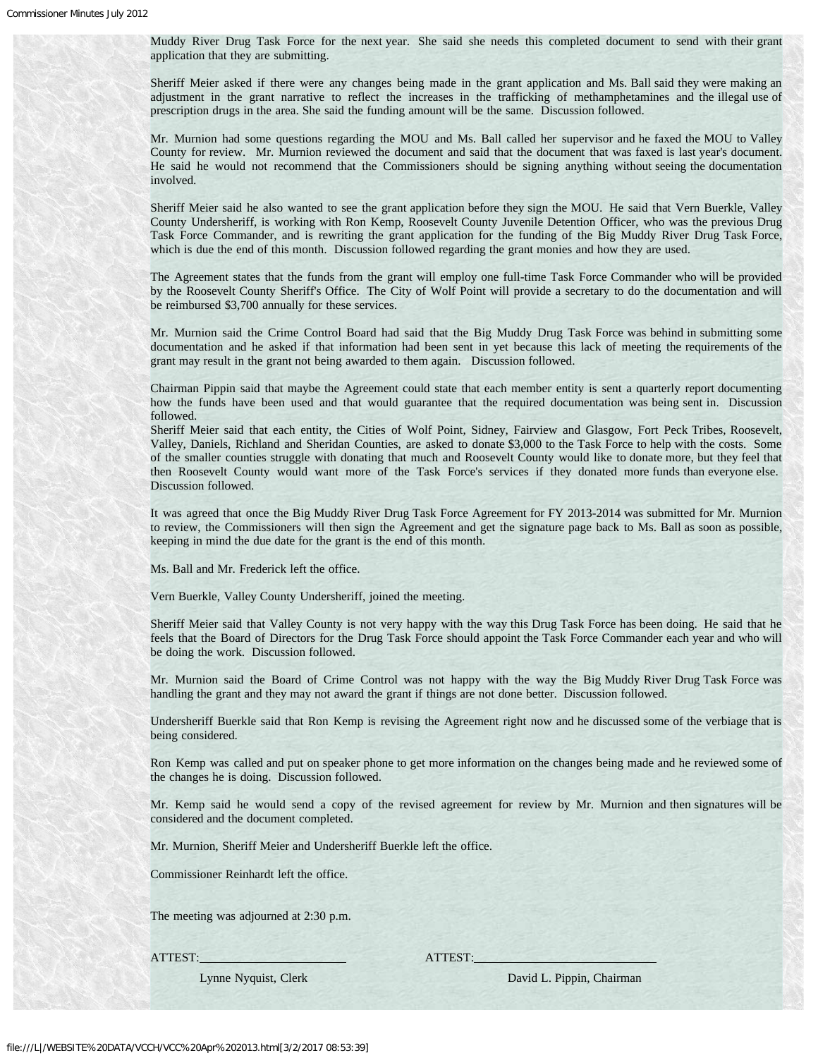Muddy River Drug Task Force for the next year. She said she needs this completed document to send with their grant application that they are submitting.

Sheriff Meier asked if there were any changes being made in the grant application and Ms. Ball said they were making an adjustment in the grant narrative to reflect the increases in the trafficking of methamphetamines and the illegal use of prescription drugs in the area. She said the funding amount will be the same. Discussion followed.

Mr. Murnion had some questions regarding the MOU and Ms. Ball called her supervisor and he faxed the MOU to Valley County for review. Mr. Murnion reviewed the document and said that the document that was faxed is last year's document. He said he would not recommend that the Commissioners should be signing anything without seeing the documentation involved.

Sheriff Meier said he also wanted to see the grant application before they sign the MOU. He said that Vern Buerkle, Valley County Undersheriff, is working with Ron Kemp, Roosevelt County Juvenile Detention Officer, who was the previous Drug Task Force Commander, and is rewriting the grant application for the funding of the Big Muddy River Drug Task Force, which is due the end of this month. Discussion followed regarding the grant monies and how they are used.

The Agreement states that the funds from the grant will employ one full-time Task Force Commander who will be provided by the Roosevelt County Sheriff's Office. The City of Wolf Point will provide a secretary to do the documentation and will be reimbursed $3,700 annually for these services.

Mr. Murnion said the Crime Control Board had said that the Big Muddy Drug Task Force was behind in submitting some documentation and he asked if that information had been sent in yet because this lack of meeting the requirements of the grant may result in the grant not being awarded to them again. Discussion followed.

Chairman Pippin said that maybe the Agreement could state that each member entity is sent a quarterly report documenting how the funds have been used and that would guarantee that the required documentation was being sent in. Discussion followed.

Sheriff Meier said that each entity, the Cities of Wolf Point, Sidney, Fairview and Glasgow, Fort Peck Tribes, Roosevelt, Valley, Daniels, Richland and Sheridan Counties, are asked to donate $3,000 to the Task Force to help with the costs. Some of the smaller counties struggle with donating that much and Roosevelt County would like to donate more, but they feel that then Roosevelt County would want more of the Task Force's services if they donated more funds than everyone else. Discussion followed.

It was agreed that once the Big Muddy River Drug Task Force Agreement for FY 2013-2014 was submitted for Mr. Murnion to review, the Commissioners will then sign the Agreement and get the signature page back to Ms. Ball as soon as possible, keeping in mind the due date for the grant is the end of this month.

Ms. Ball and Mr. Frederick left the office.

Vern Buerkle, Valley County Undersheriff, joined the meeting.

Sheriff Meier said that Valley County is not very happy with the way this Drug Task Force has been doing. He said that he feels that the Board of Directors for the Drug Task Force should appoint the Task Force Commander each year and who will be doing the work. Discussion followed.

Mr. Murnion said the Board of Crime Control was not happy with the way the Big Muddy River Drug Task Force was handling the grant and they may not award the grant if things are not done better. Discussion followed.

Undersheriff Buerkle said that Ron Kemp is revising the Agreement right now and he discussed some of the verbiage that is being considered.

Ron Kemp was called and put on speaker phone to get more information on the changes being made and he reviewed some of the changes he is doing. Discussion followed.

Mr. Kemp said he would send a copy of the revised agreement for review by Mr. Murnion and then signatures will be considered and the document completed.

Mr. Murnion, Sheriff Meier and Undersheriff Buerkle left the office.

Commissioner Reinhardt left the office.

The meeting was adjourned at 2:30 p.m.

ATTEST:\_\_\_\_\_\_\_\_\_\_\_\_\_\_\_\_\_\_\_\_ ATTEST:\_\_\_\_\_\_\_\_\_\_\_\_\_\_\_\_\_\_\_\_

Lynne Nyquist, Clerk David L. Pippin, Chairman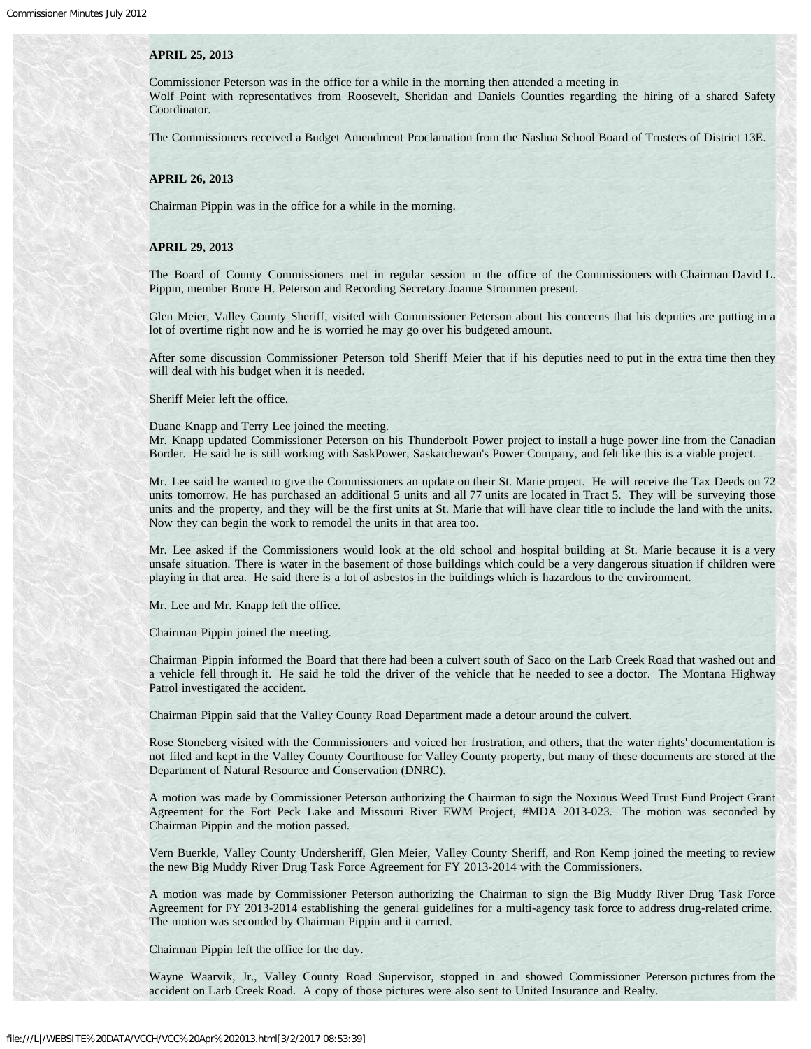**APRIL 25, 2013**

Commissioner Peterson was in the office for a while in the morning then attended a meeting in Wolf Point with representatives from Roosevelt, Sheridan and Daniels Counties regarding the hiring of a shared Safety Coordinator.

The Commissioners received a Budget Amendment Proclamation from the Nashua School Board of Trustees of District 13E.

**APRIL 26, 2013**

Chairman Pippin was in the office for a while in the morning.

**APRIL 29, 2013**

The Board of County Commissioners met in regular session in the office of the Commissioners with Chairman David L. Pippin, member Bruce H. Peterson and Recording Secretary Joanne Strommen present.

Glen Meier, Valley County Sheriff, visited with Commissioner Peterson about his concerns that his deputies are putting in a lot of overtime right now and he is worried he may go over his budgeted amount.

After some discussion Commissioner Peterson told Sheriff Meier that if his deputies need to put in the extra time then they will deal with his budget when it is needed.

Sheriff Meier left the office.

Duane Knapp and Terry Lee joined the meeting.
Mr. Knapp updated Commissioner Peterson on his Thunderbolt Power project to install a huge power line from the Canadian Border. He said he is still working with SaskPower, Saskatchewan's Power Company, and felt like this is a viable project.

Mr. Lee said he wanted to give the Commissioners an update on their St. Marie project. He will receive the Tax Deeds on 72 units tomorrow. He has purchased an additional 5 units and all 77 units are located in Tract 5. They will be surveying those units and the property, and they will be the first units at St. Marie that will have clear title to include the land with the units. Now they can begin the work to remodel the units in that area too.

Mr. Lee asked if the Commissioners would look at the old school and hospital building at St. Marie because it is a very unsafe situation. There is water in the basement of those buildings which could be a very dangerous situation if children were playing in that area. He said there is a lot of asbestos in the buildings which is hazardous to the environment.

Mr. Lee and Mr. Knapp left the office.

Chairman Pippin joined the meeting.

Chairman Pippin informed the Board that there had been a culvert south of Saco on the Larb Creek Road that washed out and a vehicle fell through it. He said he told the driver of the vehicle that he needed to see a doctor. The Montana Highway Patrol investigated the accident.

Chairman Pippin said that the Valley County Road Department made a detour around the culvert.

Rose Stoneberg visited with the Commissioners and voiced her frustration, and others, that the water rights' documentation is not filed and kept in the Valley County Courthouse for Valley County property, but many of these documents are stored at the Department of Natural Resource and Conservation (DNRC).

A motion was made by Commissioner Peterson authorizing the Chairman to sign the Noxious Weed Trust Fund Project Grant Agreement for the Fort Peck Lake and Missouri River EWM Project, #MDA 2013-023. The motion was seconded by Chairman Pippin and the motion passed.

Vern Buerkle, Valley County Undersheriff, Glen Meier, Valley County Sheriff, and Ron Kemp joined the meeting to review the new Big Muddy River Drug Task Force Agreement for FY 2013-2014 with the Commissioners.

A motion was made by Commissioner Peterson authorizing the Chairman to sign the Big Muddy River Drug Task Force Agreement for FY 2013-2014 establishing the general guidelines for a multi-agency task force to address drug-related crime. The motion was seconded by Chairman Pippin and it carried.

Chairman Pippin left the office for the day.

Wayne Waarvik, Jr., Valley County Road Supervisor, stopped in and showed Commissioner Peterson pictures from the accident on Larb Creek Road. A copy of those pictures were also sent to United Insurance and Realty.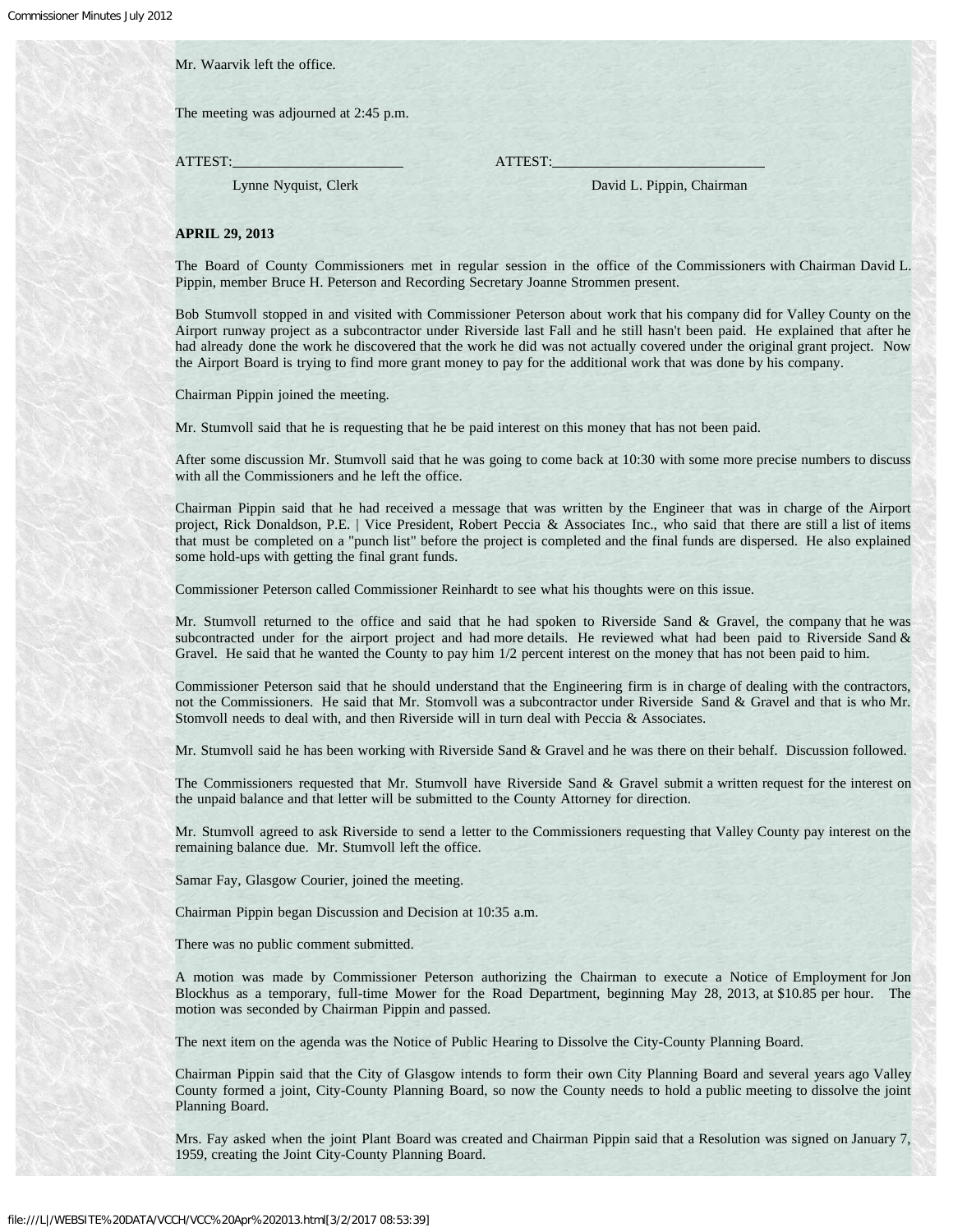Mr. Waarvik left the office.

The meeting was adjourned at 2:45 p.m.

ATTEST:______________________ ATTEST:___________________________

Lynne Nyquist, Clerk David L. Pippin, Chairman

**APRIL 29, 2013**

The Board of County Commissioners met in regular session in the office of the Commissioners with Chairman David L. Pippin, member Bruce H. Peterson and Recording Secretary Joanne Strommen present.

Bob Stumvoll stopped in and visited with Commissioner Peterson about work that his company did for Valley County on the Airport runway project as a subcontractor under Riverside last Fall and he still hasn't been paid. He explained that after he had already done the work he discovered that the work he did was not actually covered under the original grant project. Now the Airport Board is trying to find more grant money to pay for the additional work that was done by his company.

Chairman Pippin joined the meeting.

Mr. Stumvoll said that he is requesting that he be paid interest on this money that has not been paid.

After some discussion Mr. Stumvoll said that he was going to come back at 10:30 with some more precise numbers to discuss with all the Commissioners and he left the office.

Chairman Pippin said that he had received a message that was written by the Engineer that was in charge of the Airport project, Rick Donaldson, P.E. | Vice President, Robert Peccia & Associates Inc., who said that there are still a list of items that must be completed on a "punch list" before the project is completed and the final funds are dispersed. He also explained some hold-ups with getting the final grant funds.

Commissioner Peterson called Commissioner Reinhardt to see what his thoughts were on this issue.

Mr. Stumvoll returned to the office and said that he had spoken to Riverside Sand & Gravel, the company that he was subcontracted under for the airport project and had more details. He reviewed what had been paid to Riverside Sand & Gravel. He said that he wanted the County to pay him 1/2 percent interest on the money that has not been paid to him.

Commissioner Peterson said that he should understand that the Engineering firm is in charge of dealing with the contractors, not the Commissioners. He said that Mr. Stomvoll was a subcontractor under Riverside Sand & Gravel and that is who Mr. Stomvoll needs to deal with, and then Riverside will in turn deal with Peccia & Associates.

Mr. Stumvoll said he has been working with Riverside Sand & Gravel and he was there on their behalf. Discussion followed.

The Commissioners requested that Mr. Stumvoll have Riverside Sand & Gravel submit a written request for the interest on the unpaid balance and that letter will be submitted to the County Attorney for direction.

Mr. Stumvoll agreed to ask Riverside to send a letter to the Commissioners requesting that Valley County pay interest on the remaining balance due. Mr. Stumvoll left the office.

Samar Fay, Glasgow Courier, joined the meeting.

Chairman Pippin began Discussion and Decision at 10:35 a.m.

There was no public comment submitted.

A motion was made by Commissioner Peterson authorizing the Chairman to execute a Notice of Employment for Jon Blockhus as a temporary, full-time Mower for the Road Department, beginning May 28, 2013, at $10.85 per hour. The motion was seconded by Chairman Pippin and passed.

The next item on the agenda was the Notice of Public Hearing to Dissolve the City-County Planning Board.

Chairman Pippin said that the City of Glasgow intends to form their own City Planning Board and several years ago Valley County formed a joint, City-County Planning Board, so now the County needs to hold a public meeting to dissolve the joint Planning Board.

Mrs. Fay asked when the joint Plant Board was created and Chairman Pippin said that a Resolution was signed on January 7, 1959, creating the Joint City-County Planning Board.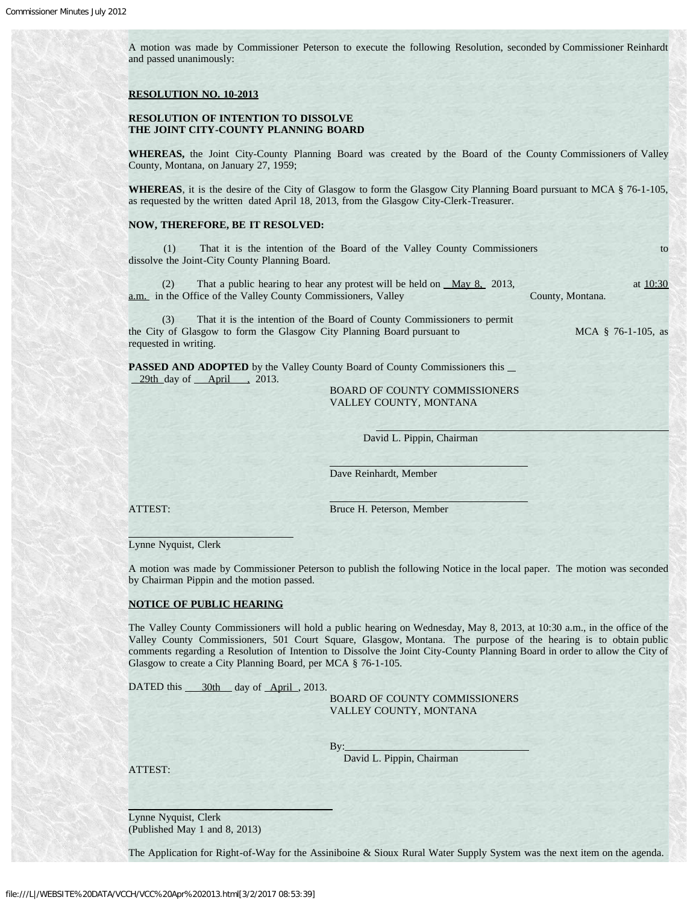A motion was made by Commissioner Peterson to execute the following Resolution, seconded by Commissioner Reinhardt and passed unanimously:

**RESOLUTION NO. 10-2013**

**RESOLUTION OF INTENTION TO DISSOLVE THE JOINT CITY-COUNTY PLANNING BOARD**

**WHEREAS,** the Joint City-County Planning Board was created by the Board of the County Commissioners of Valley County, Montana, on January 27, 1959;

**WHEREAS**, it is the desire of the City of Glasgow to form the Glasgow City Planning Board pursuant to MCA § 76-1-105, as requested by the written dated April 18, 2013, from the Glasgow City-Clerk-Treasurer.

**NOW, THEREFORE, BE IT RESOLVED:**

(1) That it is the intention of the Board of the Valley County Commissioners to dissolve the Joint-City County Planning Board.

(2) That a public hearing to hear any protest will be held on May 8, 2013, at 10:30 a.m. in the Office of the Valley County Commissioners, Valley County, Montana.

(3) That it is the intention of the Board of County Commissioners to permit the City of Glasgow to form the Glasgow City Planning Board pursuant to MCA § 76-1-105, as requested in writing.

**PASSED AND ADOPTED** by the Valley County Board of County Commissioners this 29th day of April, 2013.

BOARD OF COUNTY COMMISSIONERS
VALLEY COUNTY, MONTANA

David L. Pippin, Chairman

Dave Reinhardt, Member

ATTEST: Bruce H. Peterson, Member

Lynne Nyquist, Clerk

A motion was made by Commissioner Peterson to publish the following Notice in the local paper. The motion was seconded by Chairman Pippin and the motion passed.

**NOTICE OF PUBLIC HEARING**

The Valley County Commissioners will hold a public hearing on Wednesday, May 8, 2013, at 10:30 a.m., in the office of the Valley County Commissioners, 501 Court Square, Glasgow, Montana. The purpose of the hearing is to obtain public comments regarding a Resolution of Intention to Dissolve the Joint City-County Planning Board in order to allow the City of Glasgow to create a City Planning Board, per MCA § 76-1-105.

DATED this 30th day of April, 2013.

BOARD OF COUNTY COMMISSIONERS
VALLEY COUNTY, MONTANA

By:
David L. Pippin, Chairman

ATTEST:

Lynne Nyquist, Clerk
(Published May 1 and 8, 2013)

The Application for Right-of-Way for the Assiniboine & Sioux Rural Water Supply System was the next item on the agenda.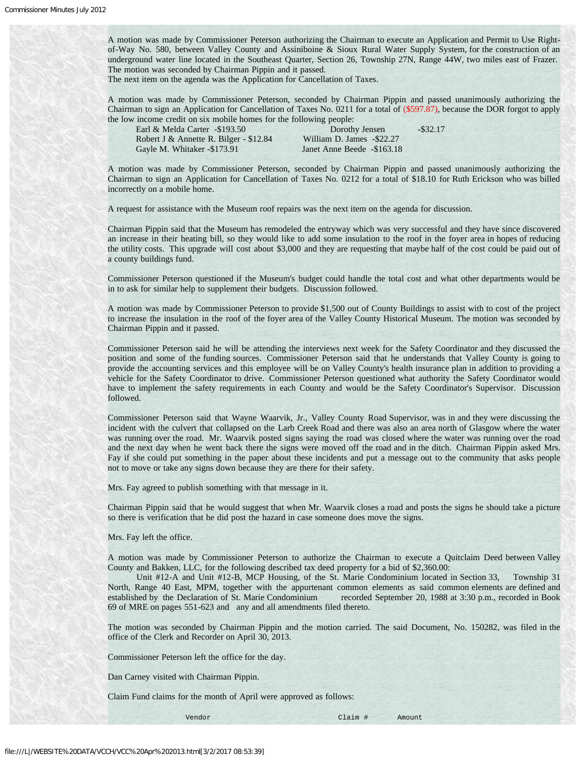A motion was made by Commissioner Peterson authorizing the Chairman to execute an Application and Permit to Use Right-of-Way No. 580, between Valley County and Assiniboine & Sioux Rural Water Supply System, for the construction of an underground water line located in the Southeast Quarter, Section 26, Township 27N, Range 44W, two miles east of Frazer. The motion was seconded by Chairman Pippin and it passed.
The next item on the agenda was the Application for Cancellation of Taxes.

A motion was made by Commissioner Peterson, seconded by Chairman Pippin and passed unanimously authorizing the Chairman to sign an Application for Cancellation of Taxes No. 0211 for a total of ($597.87), because the DOR forgot to apply the low income credit on six mobile homes for the following people:

| | |
|---|---|
| Earl & Melda Carter -$193.50 | Dorothy Jensen -$32.17 |
| Robert J & Annette R. Bilger - $12.84 | William D. James -$22.27 |
| Gayle M. Whitaker -$173.91 | Janet Anne Beede -$163.18 |

A motion was made by Commissioner Peterson, seconded by Chairman Pippin and passed unanimously authorizing the Chairman to sign an Application for Cancellation of Taxes No. 0212 for a total of $18.10 for Ruth Erickson who was billed incorrectly on a mobile home.

A request for assistance with the Museum roof repairs was the next item on the agenda for discussion.

Chairman Pippin said that the Museum has remodeled the entryway which was very successful and they have since discovered an increase in their heating bill, so they would like to add some insulation to the roof in the foyer area in hopes of reducing the utility costs. This upgrade will cost about $3,000 and they are requesting that maybe half of the cost could be paid out of a county buildings fund.

Commissioner Peterson questioned if the Museum's budget could handle the total cost and what other departments would be in to ask for similar help to supplement their budgets. Discussion followed.

A motion was made by Commissioner Peterson to provide $1,500 out of County Buildings to assist with to cost of the project to increase the insulation in the roof of the foyer area of the Valley County Historical Museum. The motion was seconded by Chairman Pippin and it passed.

Commissioner Peterson said he will be attending the interviews next week for the Safety Coordinator and they discussed the position and some of the funding sources. Commissioner Peterson said that he understands that Valley County is going to provide the accounting services and this employee will be on Valley County's health insurance plan in addition to providing a vehicle for the Safety Coordinator to drive. Commissioner Peterson questioned what authority the Safety Coordinator would have to implement the safety requirements in each County and would be the Safety Coordinator's Supervisor. Discussion followed.

Commissioner Peterson said that Wayne Waarvik, Jr., Valley County Road Supervisor, was in and they were discussing the incident with the culvert that collapsed on the Larb Creek Road and there was also an area north of Glasgow where the water was running over the road. Mr. Waarvik posted signs saying the road was closed where the water was running over the road and the next day when he went back there the signs were moved off the road and in the ditch. Chairman Pippin asked Mrs. Fay if she could put something in the paper about these incidents and put a message out to the community that asks people not to move or take any signs down because they are there for their safety.

Mrs. Fay agreed to publish something with that message in it.

Chairman Pippin said that he would suggest that when Mr. Waarvik closes a road and posts the signs he should take a picture so there is verification that he did post the hazard in case someone does move the signs.

Mrs. Fay left the office.

A motion was made by Commissioner Peterson to authorize the Chairman to execute a Quitclaim Deed between Valley County and Bakken, LLC, for the following described tax deed property for a bid of $2,360.00:
Unit #12-A and Unit #12-B, MCP Housing, of the St. Marie Condominium located in Section 33, Township 31 North, Range 40 East, MPM, together with the appurtenant common elements as said common elements are defined and established by the Declaration of St. Marie Condominium recorded September 20, 1988 at 3:30 p.m., recorded in Book 69 of MRE on pages 551-623 and any and all amendments filed thereto.

The motion was seconded by Chairman Pippin and the motion carried. The said Document, No. 150282, was filed in the office of the Clerk and Recorder on April 30, 2013.

Commissioner Peterson left the office for the day.

Dan Carney visited with Chairman Pippin.

Claim Fund claims for the month of April were approved as follows:

| Vendor | Claim # | Amount |
|---|---|---|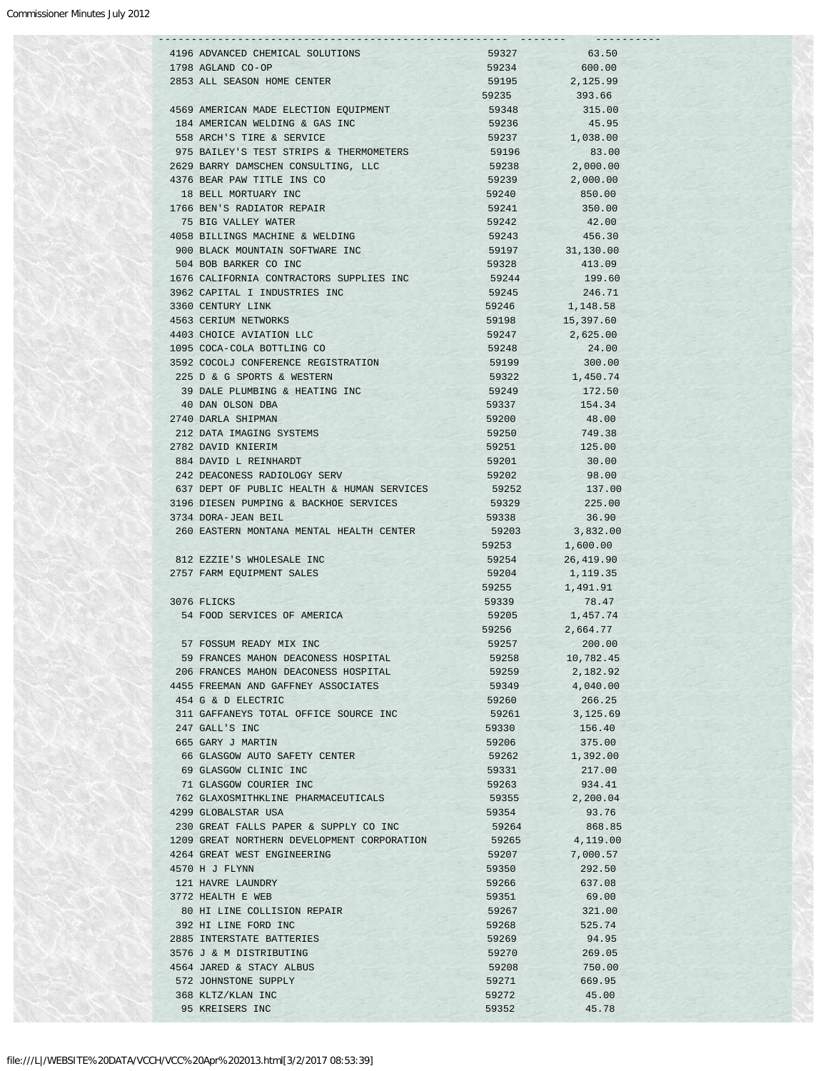| Vendor # | Vendor Name | Claim # | Amount |
|---|---|---|---|
| 4196 | ADVANCED CHEMICAL SOLUTIONS | 59327 | 63.50 |
| 1798 | AGLAND CO-OP | 59234 | 600.00 |
| 2853 | ALL SEASON HOME CENTER | 59195 | 2,125.99 |
| | | 59235 | 393.66 |
| 4569 | AMERICAN MADE ELECTION EQUIPMENT | 59348 | 315.00 |
| 184 | AMERICAN WELDING & GAS INC | 59236 | 45.95 |
| 558 | ARCH'S TIRE & SERVICE | 59237 | 1,038.00 |
| 975 | BAILEY'S TEST STRIPS & THERMOMETERS | 59196 | 83.00 |
| 2629 | BARRY DAMSCHEN CONSULTING, LLC | 59238 | 2,000.00 |
| 4376 | BEAR PAW TITLE INS CO | 59239 | 2,000.00 |
| 18 | BELL MORTUARY INC | 59240 | 850.00 |
| 1766 | BEN'S RADIATOR REPAIR | 59241 | 350.00 |
| 75 | BIG VALLEY WATER | 59242 | 42.00 |
| 4058 | BILLINGS MACHINE & WELDING | 59243 | 456.30 |
| 900 | BLACK MOUNTAIN SOFTWARE INC | 59197 | 31,130.00 |
| 504 | BOB BARKER CO INC | 59328 | 413.09 |
| 1676 | CALIFORNIA CONTRACTORS SUPPLIES INC | 59244 | 199.60 |
| 3962 | CAPITAL I INDUSTRIES INC | 59245 | 246.71 |
| 3360 | CENTURY LINK | 59246 | 1,148.58 |
| 4563 | CERIUM NETWORKS | 59198 | 15,397.60 |
| 4403 | CHOICE AVIATION LLC | 59247 | 2,625.00 |
| 1095 | COCA-COLA BOTTLING CO | 59248 | 24.00 |
| 3592 | COCOLJ CONFERENCE REGISTRATION | 59199 | 300.00 |
| 225 | D & G SPORTS & WESTERN | 59322 | 1,450.74 |
| 39 | DALE PLUMBING & HEATING INC | 59249 | 172.50 |
| 40 | DAN OLSON DBA | 59337 | 154.34 |
| 2740 | DARLA SHIPMAN | 59200 | 48.00 |
| 212 | DATA IMAGING SYSTEMS | 59250 | 749.38 |
| 2782 | DAVID KNIERIM | 59251 | 125.00 |
| 884 | DAVID L REINHARDT | 59201 | 30.00 |
| 242 | DEACONESS RADIOLOGY SERV | 59202 | 98.00 |
| 637 | DEPT OF PUBLIC HEALTH & HUMAN SERVICES | 59252 | 137.00 |
| 3196 | DIESEN PUMPING & BACKHOE SERVICES | 59329 | 225.00 |
| 3734 | DORA-JEAN BEIL | 59338 | 36.90 |
| 260 | EASTERN MONTANA MENTAL HEALTH CENTER | 59203 | 3,832.00 |
| | | 59253 | 1,600.00 |
| 812 | EZZIE'S WHOLESALE INC | 59254 | 26,419.90 |
| 2757 | FARM EQUIPMENT SALES | 59204 | 1,119.35 |
| | | 59255 | 1,491.91 |
| 3076 | FLICKS | 59339 | 78.47 |
| 54 | FOOD SERVICES OF AMERICA | 59205 | 1,457.74 |
| | | 59256 | 2,664.77 |
| 57 | FOSSUM READY MIX INC | 59257 | 200.00 |
| 59 | FRANCES MAHON DEACONESS HOSPITAL | 59258 | 10,782.45 |
| 206 | FRANCES MAHON DEACONESS HOSPITAL | 59259 | 2,182.92 |
| 4455 | FREEMAN AND GAFFNEY ASSOCIATES | 59349 | 4,040.00 |
| 454 | G & D ELECTRIC | 59260 | 266.25 |
| 311 | GAFFANEYS TOTAL OFFICE SOURCE INC | 59261 | 3,125.69 |
| 247 | GALL'S INC | 59330 | 156.40 |
| 665 | GARY J MARTIN | 59206 | 375.00 |
| 66 | GLASGOW AUTO SAFETY CENTER | 59262 | 1,392.00 |
| 69 | GLASGOW CLINIC INC | 59331 | 217.00 |
| 71 | GLASGOW COURIER INC | 59263 | 934.41 |
| 762 | GLAXOSMITHKLINE PHARMACEUTICALS | 59355 | 2,200.04 |
| 4299 | GLOBALSTAR USA | 59354 | 93.76 |
| 230 | GREAT FALLS PAPER & SUPPLY CO INC | 59264 | 868.85 |
| 1209 | GREAT NORTHERN DEVELOPMENT CORPORATION | 59265 | 4,119.00 |
| 4264 | GREAT WEST ENGINEERING | 59207 | 7,000.57 |
| 4570 | H J FLYNN | 59350 | 292.50 |
| 121 | HAVRE LAUNDRY | 59266 | 637.08 |
| 3772 | HEALTH E WEB | 59351 | 69.00 |
| 80 | HI LINE COLLISION REPAIR | 59267 | 321.00 |
| 392 | HI LINE FORD INC | 59268 | 525.74 |
| 2885 | INTERSTATE BATTERIES | 59269 | 94.95 |
| 3576 | J & M DISTRIBUTING | 59270 | 269.05 |
| 4564 | JARED & STACY ALBUS | 59208 | 750.00 |
| 572 | JOHNSTONE SUPPLY | 59271 | 669.95 |
| 368 | KLTZ/KLAN INC | 59272 | 45.00 |
| 95 | KREISERS INC | 59352 | 45.78 |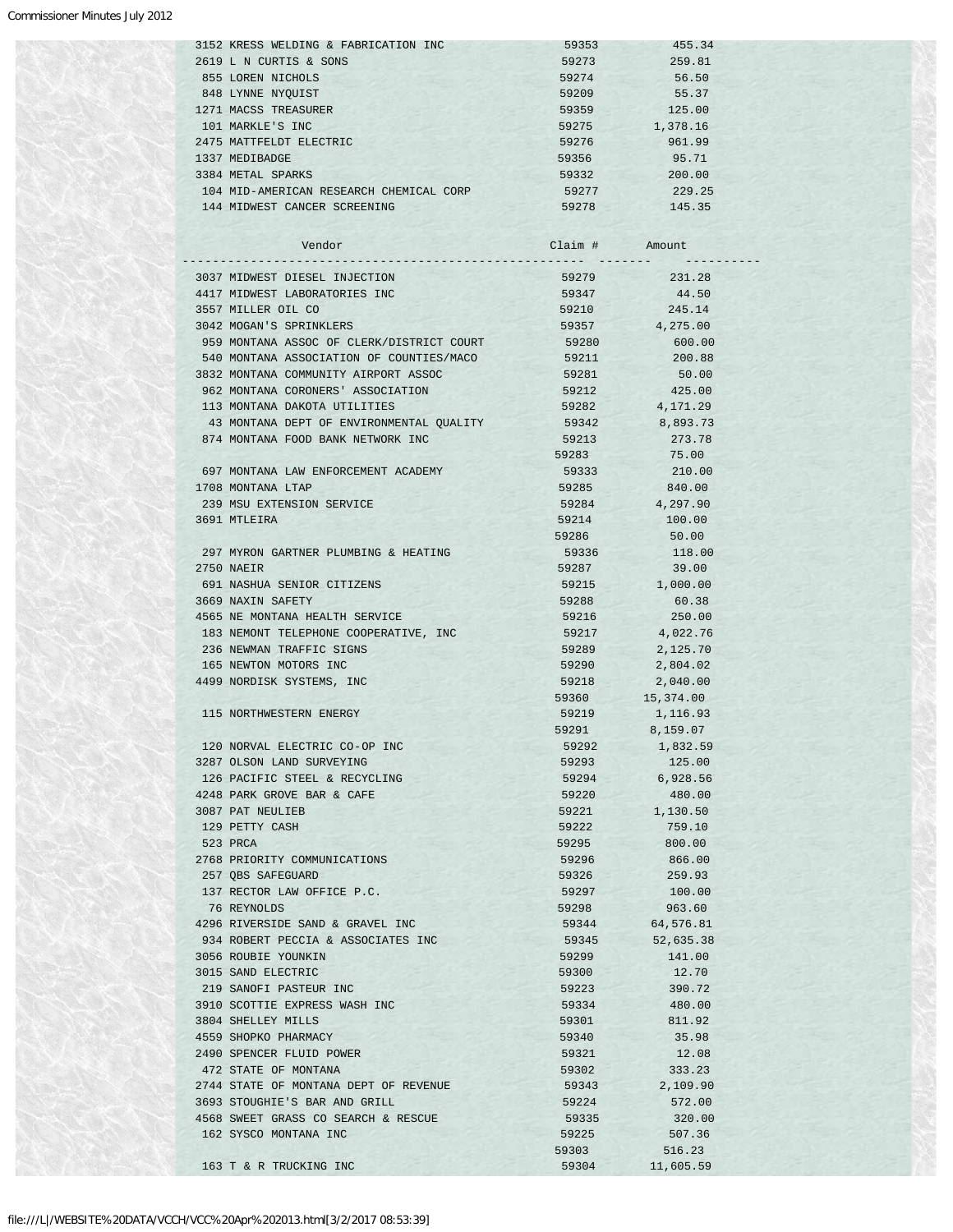| Vendor | Claim # | Amount |
|---|---|---|
| 3152 KRESS WELDING & FABRICATION INC | 59353 | 455.34 |
| 2619 L N CURTIS & SONS | 59273 | 259.81 |
| 855 LOREN NICHOLS | 59274 | 56.50 |
| 848 LYNNE NYQUIST | 59209 | 55.37 |
| 1271 MACSS TREASURER | 59359 | 125.00 |
| 101 MARKLE'S INC | 59275 | 1,378.16 |
| 2475 MATTFELDT ELECTRIC | 59276 | 961.99 |
| 1337 MEDIBADGE | 59356 | 95.71 |
| 3384 METAL SPARKS | 59332 | 200.00 |
| 104 MID-AMERICAN RESEARCH CHEMICAL CORP | 59277 | 229.25 |
| 144 MIDWEST CANCER SCREENING | 59278 | 145.35 |

| Vendor | Claim # | Amount |
|---|---|---|
| 3037 MIDWEST DIESEL INJECTION | 59279 | 231.28 |
| 4417 MIDWEST LABORATORIES INC | 59347 | 44.50 |
| 3557 MILLER OIL CO | 59210 | 245.14 |
| 3042 MOGAN'S SPRINKLERS | 59357 | 4,275.00 |
| 959 MONTANA ASSOC OF CLERK/DISTRICT COURT | 59280 | 600.00 |
| 540 MONTANA ASSOCIATION OF COUNTIES/MACO | 59211 | 200.88 |
| 3832 MONTANA COMMUNITY AIRPORT ASSOC | 59281 | 50.00 |
| 962 MONTANA CORONERS' ASSOCIATION | 59212 | 425.00 |
| 113 MONTANA DAKOTA UTILITIES | 59282 | 4,171.29 |
| 43 MONTANA DEPT OF ENVIRONMENTAL QUALITY | 59342 | 8,893.73 |
| 874 MONTANA FOOD BANK NETWORK INC | 59213 | 273.78 |
| | 59283 | 75.00 |
| 697 MONTANA LAW ENFORCEMENT ACADEMY | 59333 | 210.00 |
| 1708 MONTANA LTAP | 59285 | 840.00 |
| 239 MSU EXTENSION SERVICE | 59284 | 4,297.90 |
| 3691 MTLEIRA | 59214 | 100.00 |
| | 59286 | 50.00 |
| 297 MYRON GARTNER PLUMBING & HEATING | 59336 | 118.00 |
| 2750 NAEIR | 59287 | 39.00 |
| 691 NASHUA SENIOR CITIZENS | 59215 | 1,000.00 |
| 3669 NAXIN SAFETY | 59288 | 60.38 |
| 4565 NE MONTANA HEALTH SERVICE | 59216 | 250.00 |
| 183 NEMONT TELEPHONE COOPERATIVE, INC | 59217 | 4,022.76 |
| 236 NEWMAN TRAFFIC SIGNS | 59289 | 2,125.70 |
| 165 NEWTON MOTORS INC | 59290 | 2,804.02 |
| 4499 NORDISK SYSTEMS, INC | 59218 | 2,040.00 |
| | 59360 | 15,374.00 |
| 115 NORTHWESTERN ENERGY | 59219 | 1,116.93 |
| | 59291 | 8,159.07 |
| 120 NORVAL ELECTRIC CO-OP INC | 59292 | 1,832.59 |
| 3287 OLSON LAND SURVEYING | 59293 | 125.00 |
| 126 PACIFIC STEEL & RECYCLING | 59294 | 6,928.56 |
| 4248 PARK GROVE BAR & CAFE | 59220 | 480.00 |
| 3087 PAT NEULIEB | 59221 | 1,130.50 |
| 129 PETTY CASH | 59222 | 759.10 |
| 523 PRCA | 59295 | 800.00 |
| 2768 PRIORITY COMMUNICATIONS | 59296 | 866.00 |
| 257 QBS SAFEGUARD | 59326 | 259.93 |
| 137 RECTOR LAW OFFICE P.C. | 59297 | 100.00 |
| 76 REYNOLDS | 59298 | 963.60 |
| 4296 RIVERSIDE SAND & GRAVEL INC | 59344 | 64,576.81 |
| 934 ROBERT PECCIA & ASSOCIATES INC | 59345 | 52,635.38 |
| 3056 ROUBIE YOUNKIN | 59299 | 141.00 |
| 3015 SAND ELECTRIC | 59300 | 12.70 |
| 219 SANOFI PASTEUR INC | 59223 | 390.72 |
| 3910 SCOTTIE EXPRESS WASH INC | 59334 | 480.00 |
| 3804 SHELLEY MILLS | 59301 | 811.92 |
| 4559 SHOPKO PHARMACY | 59340 | 35.98 |
| 2490 SPENCER FLUID POWER | 59321 | 12.08 |
| 472 STATE OF MONTANA | 59302 | 333.23 |
| 2744 STATE OF MONTANA DEPT OF REVENUE | 59343 | 2,109.90 |
| 3693 STOUGHIE'S BAR AND GRILL | 59224 | 572.00 |
| 4568 SWEET GRASS CO SEARCH & RESCUE | 59335 | 320.00 |
| 162 SYSCO MONTANA INC | 59225 | 507.36 |
| | 59303 | 516.23 |
| 163 T & R TRUCKING INC | 59304 | 11,605.59 |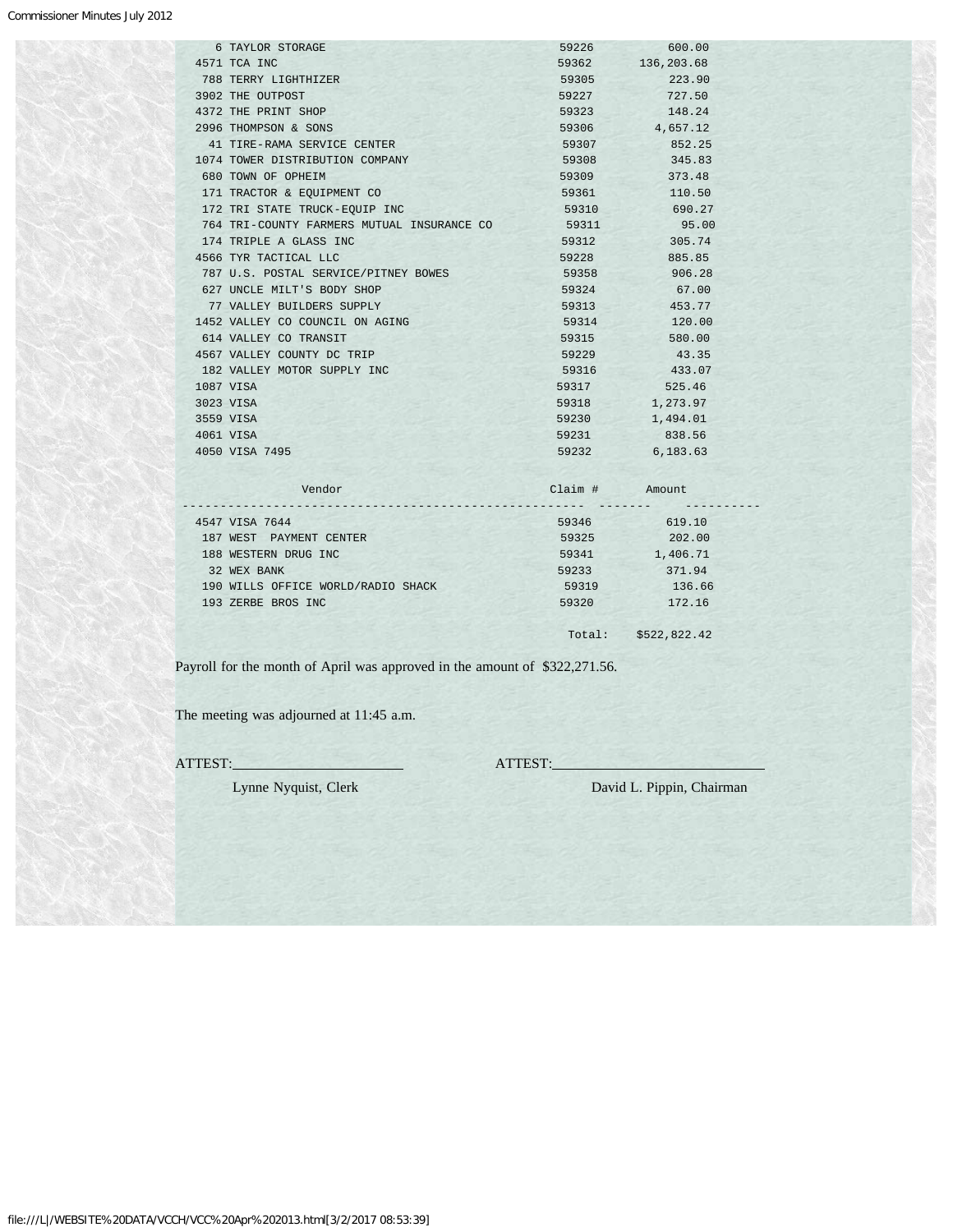| | | | |
|---|---|---|---|
| 6 | TAYLOR STORAGE | 59226 | 600.00 |
| 4571 | TCA INC | 59362 | 136,203.68 |
| 788 | TERRY LIGHTHIZER | 59305 | 223.90 |
| 3902 | THE OUTPOST | 59227 | 727.50 |
| 4372 | THE PRINT SHOP | 59323 | 148.24 |
| 2996 | THOMPSON & SONS | 59306 | 4,657.12 |
| 41 | TIRE-RAMA SERVICE CENTER | 59307 | 852.25 |
| 1074 | TOWER DISTRIBUTION COMPANY | 59308 | 345.83 |
| 680 | TOWN OF OPHEIM | 59309 | 373.48 |
| 171 | TRACTOR & EQUIPMENT CO | 59361 | 110.50 |
| 172 | TRI STATE TRUCK-EQUIP INC | 59310 | 690.27 |
| 764 | TRI-COUNTY FARMERS MUTUAL INSURANCE CO | 59311 | 95.00 |
| 174 | TRIPLE A GLASS INC | 59312 | 305.74 |
| 4566 | TYR TACTICAL LLC | 59228 | 885.85 |
| 787 | U.S. POSTAL SERVICE/PITNEY BOWES | 59358 | 906.28 |
| 627 | UNCLE MILT'S BODY SHOP | 59324 | 67.00 |
| 77 | VALLEY BUILDERS SUPPLY | 59313 | 453.77 |
| 1452 | VALLEY CO COUNCIL ON AGING | 59314 | 120.00 |
| 614 | VALLEY CO TRANSIT | 59315 | 580.00 |
| 4567 | VALLEY COUNTY DC TRIP | 59229 | 43.35 |
| 182 | VALLEY MOTOR SUPPLY INC | 59316 | 433.07 |
| 1087 | VISA | 59317 | 525.46 |
| 3023 | VISA | 59318 | 1,273.97 |
| 3559 | VISA | 59230 | 1,494.01 |
| 4061 | VISA | 59231 | 838.56 |
| 4050 | VISA 7495 | 59232 | 6,183.63 |

| | Vendor | Claim # | Amount |
|---|---|---|---|
| 4547 | VISA 7644 | 59346 | 619.10 |
| 187 | WEST PAYMENT CENTER | 59325 | 202.00 |
| 188 | WESTERN DRUG INC | 59341 | 1,406.71 |
| 32 | WEX BANK | 59233 | 371.94 |
| 190 | WILLS OFFICE WORLD/RADIO SHACK | 59319 | 136.66 |
| 193 | ZERBE BROS INC | 59320 | 172.16 |
| | | Total: | $522,822.42 |

Payroll for the month of April was approved in the amount of $322,271.56.

The meeting was adjourned at 11:45 a.m.

ATTEST:\_\_\_\_\_\_\_\_\_\_\_\_\_\_\_\_\_\_\_\_\_\_\_\_ ATTEST:\_\_\_\_\_\_\_\_\_\_\_\_\_\_\_\_\_\_\_\_\_\_\_\_\_\_\_\_

Lynne Nyquist, Clerk David L. Pippin, Chairman